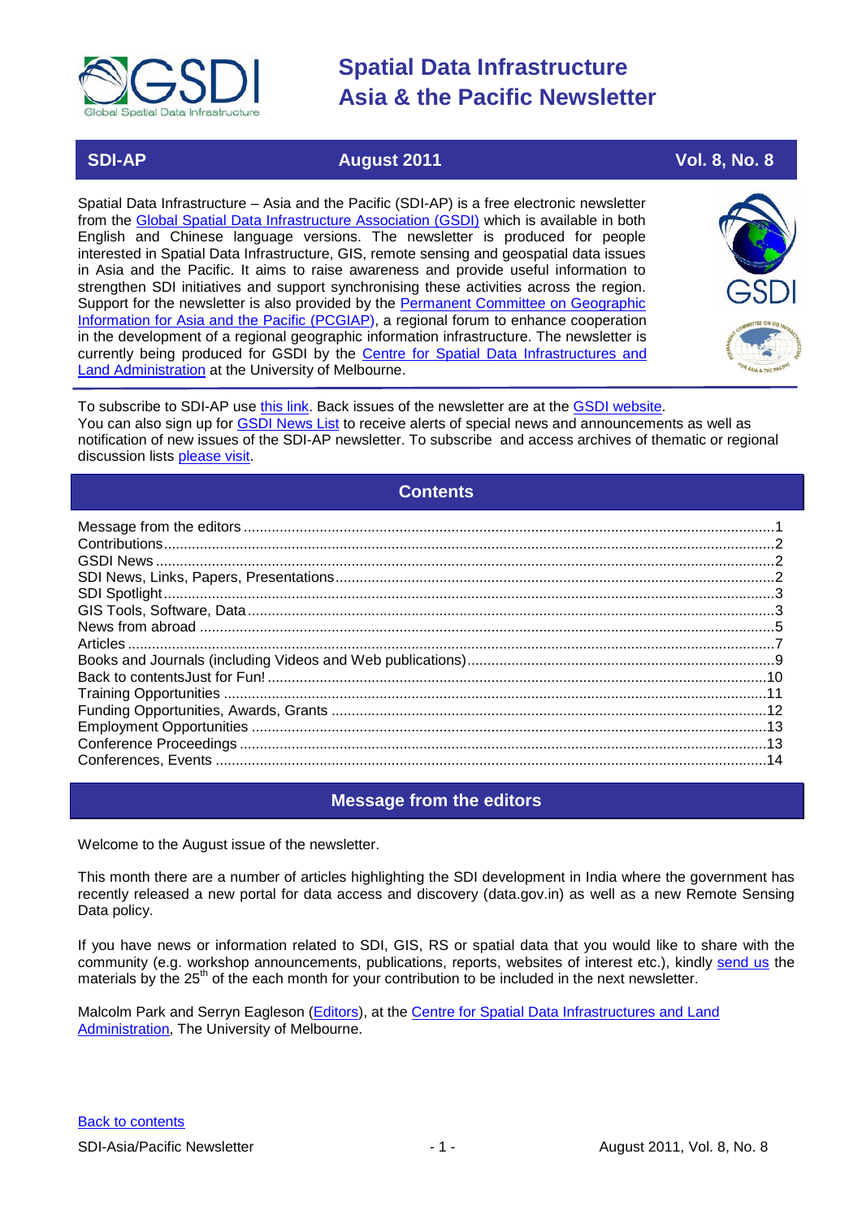# Spatial Data Infrastructure Asia & the Pacific Newsletter

**SDI-AP** | **August 2011** | **Vol. 8, No. 8**

Spatial Data Infrastructure – Asia and the Pacific (SDI-AP) is a free electronic newsletter from the Global Spatial Data Infrastructure Association (GSDI) which is available in both English and Chinese language versions. The newsletter is produced for people interested in Spatial Data Infrastructure, GIS, remote sensing and geospatial data issues in Asia and the Pacific. It aims to raise awareness and provide useful information to strengthen SDI initiatives and support synchronising these activities across the region. Support for the newsletter is also provided by the Permanent Committee on Geographic Information for Asia and the Pacific (PCGIAP), a regional forum to enhance cooperation in the development of a regional geographic information infrastructure. The newsletter is currently being produced for GSDI by the Centre for Spatial Data Infrastructures and Land Administration at the University of Melbourne.

To subscribe to SDI-AP use this link. Back issues of the newsletter are at the GSDI website.
You can also sign up for GSDI News List to receive alerts of special news and announcements as well as notification of new issues of the SDI-AP newsletter. To subscribe and access archives of thematic or regional discussion lists please visit.

## Contents

- Message from the editors ....1
- Contributions ....2
- GSDI News ....2
- SDI News, Links, Papers, Presentations ....2
- SDI Spotlight ....3
- GIS Tools, Software, Data ....3
- News from abroad ....5
- Articles ....7
- Books and Journals (including Videos and Web publications) ....9
- Back to contentsJust for Fun! ....10
- Training Opportunities ....11
- Funding Opportunities, Awards, Grants ....12
- Employment Opportunities ....13
- Conference Proceedings ....13
- Conferences, Events ....14

## Message from the editors

Welcome to the August issue of the newsletter.

This month there are a number of articles highlighting the SDI development in India where the government has recently released a new portal for data access and discovery (data.gov.in) as well as a new Remote Sensing Data policy.

If you have news or information related to SDI, GIS, RS or spatial data that you would like to share with the community (e.g. workshop announcements, publications, reports, websites of interest etc.), kindly send us the materials by the 25th of the each month for your contribution to be included in the next newsletter.

Malcolm Park and Serryn Eagleson (Editors), at the Centre for Spatial Data Infrastructures and Land Administration, The University of Melbourne.

Back to contents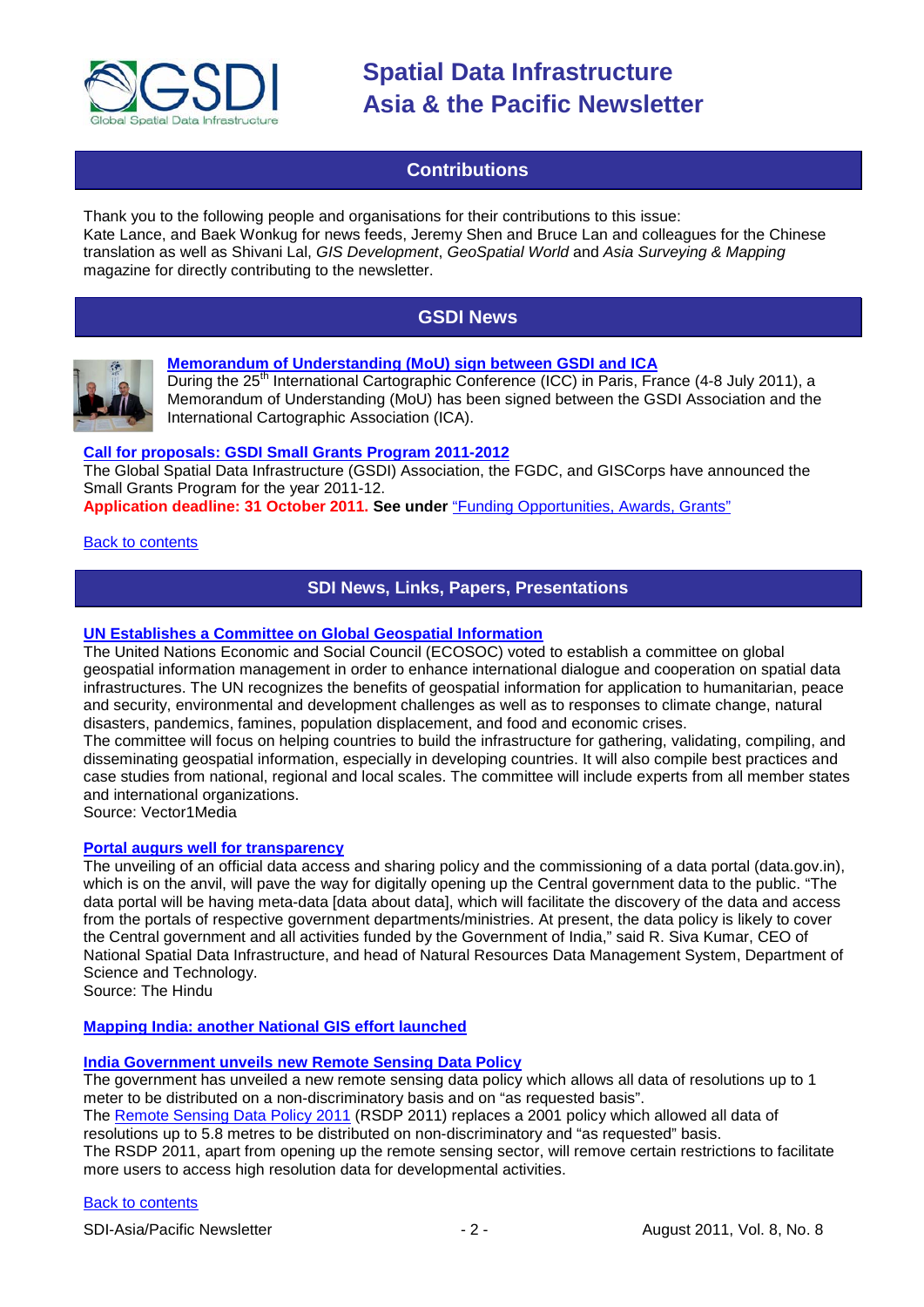## Contributions

Thank you to the following people and organisations for their contributions to this issue:
Kate Lance, and Baek Wonkug for news feeds, Jeremy Shen and Bruce Lan and colleagues for the Chinese translation as well as Shivani Lal, *GIS Development*, *GeoSpatial World* and *Asia Surveying & Mapping* magazine for directly contributing to the newsletter.

## GSDI News

**Memorandum of Understanding (MoU) sign between GSDI and ICA**
During the 25th International Cartographic Conference (ICC) in Paris, France (4-8 July 2011), a Memorandum of Understanding (MoU) has been signed between the GSDI Association and the International Cartographic Association (ICA).

**Call for proposals: GSDI Small Grants Program 2011-2012**
The Global Spatial Data Infrastructure (GSDI) Association, the FGDC, and GISCorps have announced the Small Grants Program for the year 2011-12.
**Application deadline: 31 October 2011. See under** "Funding Opportunities, Awards, Grants"

Back to contents

## SDI News, Links, Papers, Presentations

**UN Establishes a Committee on Global Geospatial Information**
The United Nations Economic and Social Council (ECOSOC) voted to establish a committee on global geospatial information management in order to enhance international dialogue and cooperation on spatial data infrastructures. The UN recognizes the benefits of geospatial information for application to humanitarian, peace and security, environmental and development challenges as well as to responses to climate change, natural disasters, pandemics, famines, population displacement, and food and economic crises.
The committee will focus on helping countries to build the infrastructure for gathering, validating, compiling, and disseminating geospatial information, especially in developing countries. It will also compile best practices and case studies from national, regional and local scales. The committee will include experts from all member states and international organizations.
Source: Vector1Media

**Portal augurs well for transparency**
The unveiling of an official data access and sharing policy and the commissioning of a data portal (data.gov.in), which is on the anvil, will pave the way for digitally opening up the Central government data to the public. "The data portal will be having meta-data [data about data], which will facilitate the discovery of the data and access from the portals of respective government departments/ministries. At present, the data policy is likely to cover the Central government and all activities funded by the Government of India," said R. Siva Kumar, CEO of National Spatial Data Infrastructure, and head of Natural Resources Data Management System, Department of Science and Technology.
Source: The Hindu

**Mapping India: another National GIS effort launched**

**India Government unveils new Remote Sensing Data Policy**
The government has unveiled a new remote sensing data policy which allows all data of resolutions up to 1 meter to be distributed on a non-discriminatory basis and on "as requested basis".
The Remote Sensing Data Policy 2011 (RSDP 2011) replaces a 2001 policy which allowed all data of resolutions up to 5.8 metres to be distributed on non-discriminatory and "as requested" basis.
The RSDP 2011, apart from opening up the remote sensing sector, will remove certain restrictions to facilitate more users to access high resolution data for developmental activities.

Back to contents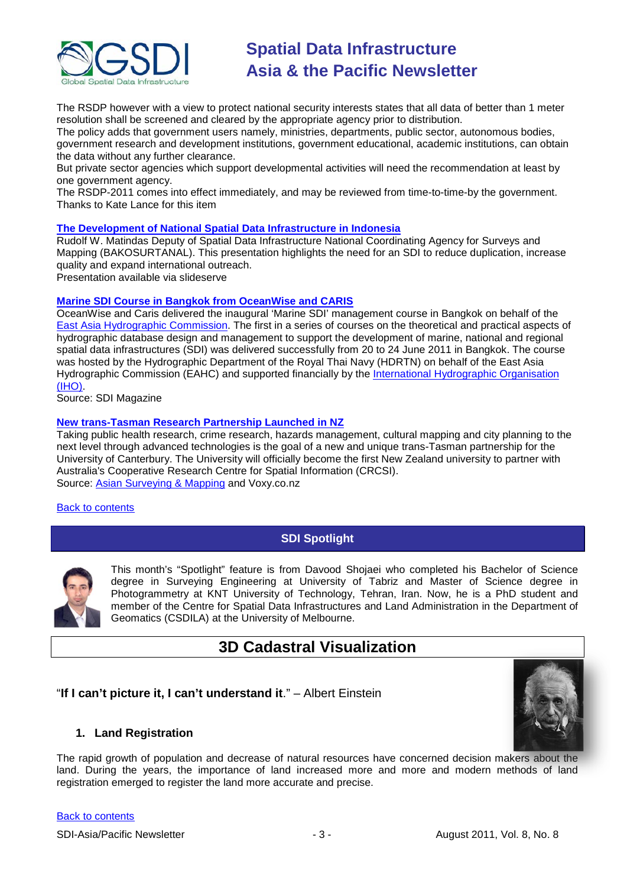The RSDP however with a view to protect national security interests states that all data of better than 1 meter resolution shall be screened and cleared by the appropriate agency prior to distribution.
The policy adds that government users namely, ministries, departments, public sector, autonomous bodies, government research and development institutions, government educational, academic institutions, can obtain the data without any further clearance.
But private sector agencies which support developmental activities will need the recommendation at least by one government agency.
The RSDP-2011 comes into effect immediately, and may be reviewed from time-to-time-by the government.
Thanks to Kate Lance for this item

**The Development of National Spatial Data Infrastructure in Indonesia**
Rudolf W. Matindas Deputy of Spatial Data Infrastructure National Coordinating Agency for Surveys and Mapping (BAKOSURTANAL). This presentation highlights the need for an SDI to reduce duplication, increase quality and expand international outreach.
Presentation available via slideserve

**Marine SDI Course in Bangkok from OceanWise and CARIS**
OceanWise and Caris delivered the inaugural 'Marine SDI' management course in Bangkok on behalf of the East Asia Hydrographic Commission. The first in a series of courses on the theoretical and practical aspects of hydrographic database design and management to support the development of marine, national and regional spatial data infrastructures (SDI) was delivered successfully from 20 to 24 June 2011 in Bangkok. The course was hosted by the Hydrographic Department of the Royal Thai Navy (HDRTN) on behalf of the East Asia Hydrographic Commission (EAHC) and supported financially by the International Hydrographic Organisation (IHO).
Source: SDI Magazine

**New trans-Tasman Research Partnership Launched in NZ**
Taking public health research, crime research, hazards management, cultural mapping and city planning to the next level through advanced technologies is the goal of a new and unique trans-Tasman partnership for the University of Canterbury. The University will officially become the first New Zealand university to partner with Australia's Cooperative Research Centre for Spatial Information (CRCSI).
Source: Asian Surveying & Mapping and Voxy.co.nz

Back to contents

## SDI Spotlight

This month's "Spotlight" feature is from Davood Shojaei who completed his Bachelor of Science degree in Surveying Engineering at University of Tabriz and Master of Science degree in Photogrammetry at KNT University of Technology, Tehran, Iran. Now, he is a PhD student and member of the Centre for Spatial Data Infrastructures and Land Administration in the Department of Geomatics (CSDILA) at the University of Melbourne.

## 3D Cadastral Visualization

"**If I can't picture it, I can't understand it**." – Albert Einstein

### 1. Land Registration

The rapid growth of population and decrease of natural resources have concerned decision makers about the land. During the years, the importance of land increased more and more and modern methods of land registration emerged to register the land more accurate and precise.

Back to contents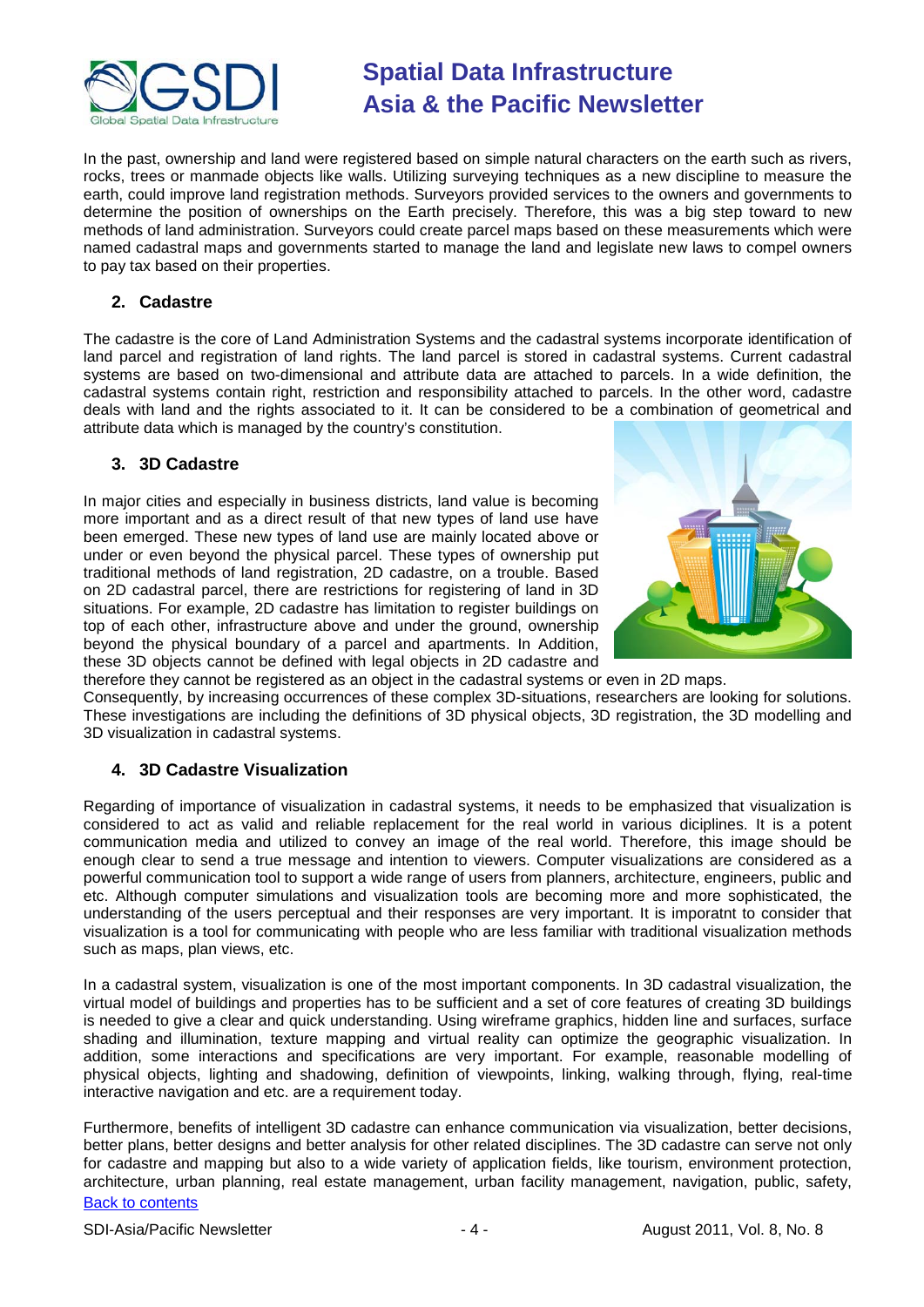In the past, ownership and land were registered based on simple natural characters on the earth such as rivers, rocks, trees or manmade objects like walls. Utilizing surveying techniques as a new discipline to measure the earth, could improve land registration methods. Surveyors provided services to the owners and governments to determine the position of ownerships on the Earth precisely. Therefore, this was a big step toward to new methods of land administration. Surveyors could create parcel maps based on these measurements which were named cadastral maps and governments started to manage the land and legislate new laws to compel owners to pay tax based on their properties.

## 2. Cadastre

The cadastre is the core of Land Administration Systems and the cadastral systems incorporate identification of land parcel and registration of land rights. The land parcel is stored in cadastral systems. Current cadastral systems are based on two-dimensional and attribute data are attached to parcels. In a wide definition, the cadastral systems contain right, restriction and responsibility attached to parcels. In the other word, cadastre deals with land and the rights associated to it. It can be considered to be a combination of geometrical and attribute data which is managed by the country's constitution.

## 3. 3D Cadastre

In major cities and especially in business districts, land value is becoming more important and as a direct result of that new types of land use have been emerged. These new types of land use are mainly located above or under or even beyond the physical parcel. These types of ownership put traditional methods of land registration, 2D cadastre, on a trouble. Based on 2D cadastral parcel, there are restrictions for registering of land in 3D situations. For example, 2D cadastre has limitation to register buildings on top of each other, infrastructure above and under the ground, ownership beyond the physical boundary of a parcel and apartments. In Addition, these 3D objects cannot be defined with legal objects in 2D cadastre and therefore they cannot be registered as an object in the cadastral systems or even in 2D maps.

Consequently, by increasing occurrences of these complex 3D-situations, researchers are looking for solutions. These investigations are including the definitions of 3D physical objects, 3D registration, the 3D modelling and 3D visualization in cadastral systems.

## 4. 3D Cadastre Visualization

Regarding of importance of visualization in cadastral systems, it needs to be emphasized that visualization is considered to act as valid and reliable replacement for the real world in various diciplines. It is a potent communication media and utilized to convey an image of the real world. Therefore, this image should be enough clear to send a true message and intention to viewers. Computer visualizations are considered as a powerful communication tool to support a wide range of users from planners, architecture, engineers, public and etc. Although computer simulations and visualization tools are becoming more and more sophisticated, the understanding of the users perceptual and their responses are very important. It is imporatnt to consider that visualization is a tool for communicating with people who are less familiar with traditional visualization methods such as maps, plan views, etc.

In a cadastral system, visualization is one of the most important components. In 3D cadastral visualization, the virtual model of buildings and properties has to be sufficient and a set of core features of creating 3D buildings is needed to give a clear and quick understanding. Using wireframe graphics, hidden line and surfaces, surface shading and illumination, texture mapping and virtual reality can optimize the geographic visualization. In addition, some interactions and specifications are very important. For example, reasonable modelling of physical objects, lighting and shadowing, definition of viewpoints, linking, walking through, flying, real-time interactive navigation and etc. are a requirement today.

Furthermore, benefits of intelligent 3D cadastre can enhance communication via visualization, better decisions, better plans, better designs and better analysis for other related disciplines. The 3D cadastre can serve not only for cadastre and mapping but also to a wide variety of application fields, like tourism, environment protection, architecture, urban planning, real estate management, urban facility management, navigation, public, safety,

Back to contents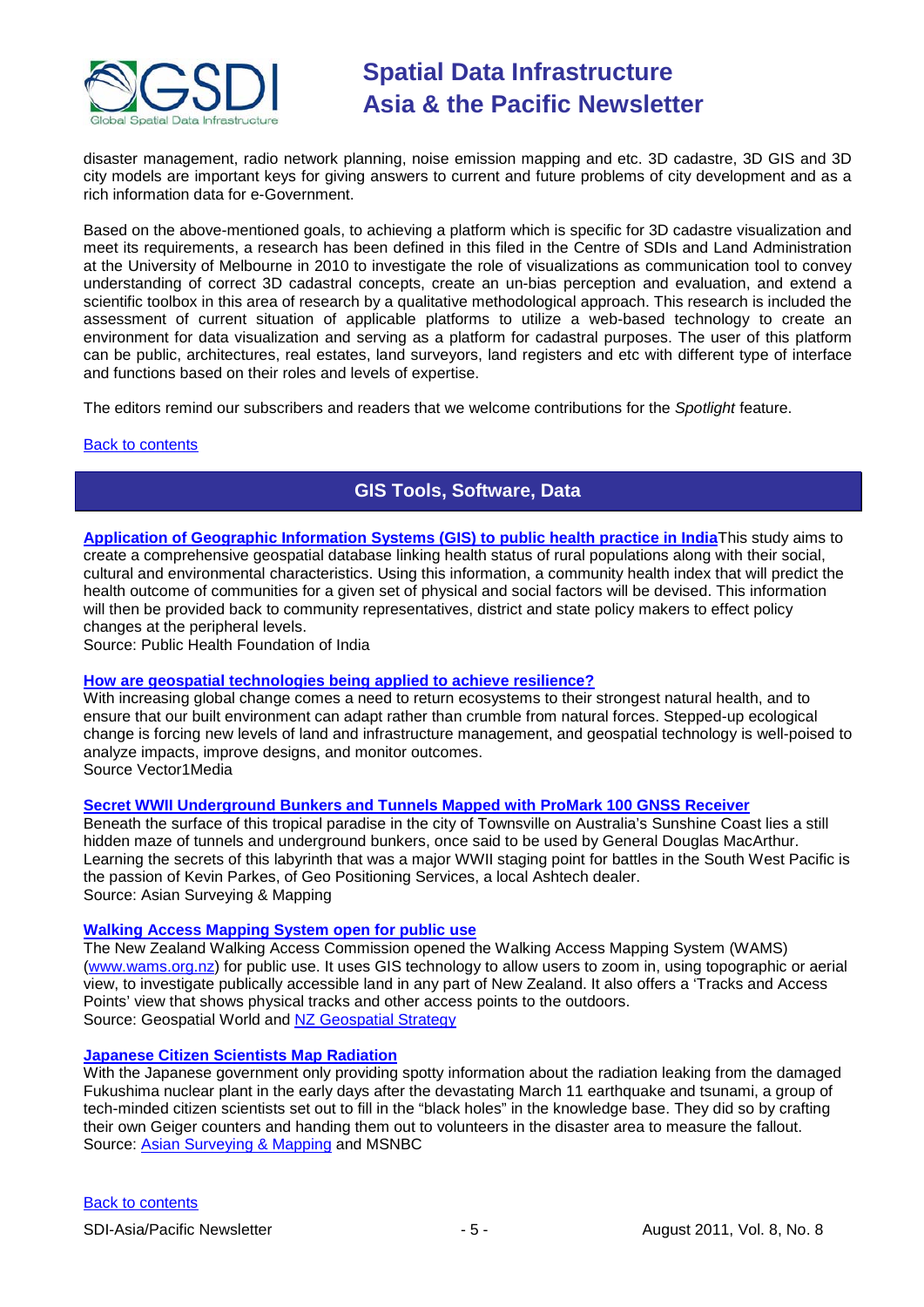disaster management, radio network planning, noise emission mapping and etc. 3D cadastre, 3D GIS and 3D city models are important keys for giving answers to current and future problems of city development and as a rich information data for e-Government.

Based on the above-mentioned goals, to achieving a platform which is specific for 3D cadastre visualization and meet its requirements, a research has been defined in this filed in the Centre of SDIs and Land Administration at the University of Melbourne in 2010 to investigate the role of visualizations as communication tool to convey understanding of correct 3D cadastral concepts, create an un-bias perception and evaluation, and extend a scientific toolbox in this area of research by a qualitative methodological approach. This research is included the assessment of current situation of applicable platforms to utilize a web-based technology to create an environment for data visualization and serving as a platform for cadastral purposes. The user of this platform can be public, architectures, real estates, land surveyors, land registers and etc with different type of interface and functions based on their roles and levels of expertise.

The editors remind our subscribers and readers that we welcome contributions for the *Spotlight* feature.

Back to contents

## GIS Tools, Software, Data

**Application of Geographic Information Systems (GIS) to public health practice in India** This study aims to create a comprehensive geospatial database linking health status of rural populations along with their social, cultural and environmental characteristics. Using this information, a community health index that will predict the health outcome of communities for a given set of physical and social factors will be devised. This information will then be provided back to community representatives, district and state policy makers to effect policy changes at the peripheral levels.
Source: Public Health Foundation of India

**How are geospatial technologies being applied to achieve resilience?**
With increasing global change comes a need to return ecosystems to their strongest natural health, and to ensure that our built environment can adapt rather than crumble from natural forces. Stepped-up ecological change is forcing new levels of land and infrastructure management, and geospatial technology is well-poised to analyze impacts, improve designs, and monitor outcomes.
Source Vector1Media

**Secret WWII Underground Bunkers and Tunnels Mapped with ProMark 100 GNSS Receiver**
Beneath the surface of this tropical paradise in the city of Townsville on Australia's Sunshine Coast lies a still hidden maze of tunnels and underground bunkers, once said to be used by General Douglas MacArthur. Learning the secrets of this labyrinth that was a major WWII staging point for battles in the South West Pacific is the passion of Kevin Parkes, of Geo Positioning Services, a local Ashtech dealer.
Source: Asian Surveying & Mapping

**Walking Access Mapping System open for public use**
The New Zealand Walking Access Commission opened the Walking Access Mapping System (WAMS) (www.wams.org.nz) for public use. It uses GIS technology to allow users to zoom in, using topographic or aerial view, to investigate publically accessible land in any part of New Zealand. It also offers a 'Tracks and Access Points' view that shows physical tracks and other access points to the outdoors.
Source: Geospatial World and NZ Geospatial Strategy

**Japanese Citizen Scientists Map Radiation**
With the Japanese government only providing spotty information about the radiation leaking from the damaged Fukushima nuclear plant in the early days after the devastating March 11 earthquake and tsunami, a group of tech-minded citizen scientists set out to fill in the "black holes" in the knowledge base. They did so by crafting their own Geiger counters and handing them out to volunteers in the disaster area to measure the fallout.
Source: Asian Surveying & Mapping and MSNBC

Back to contents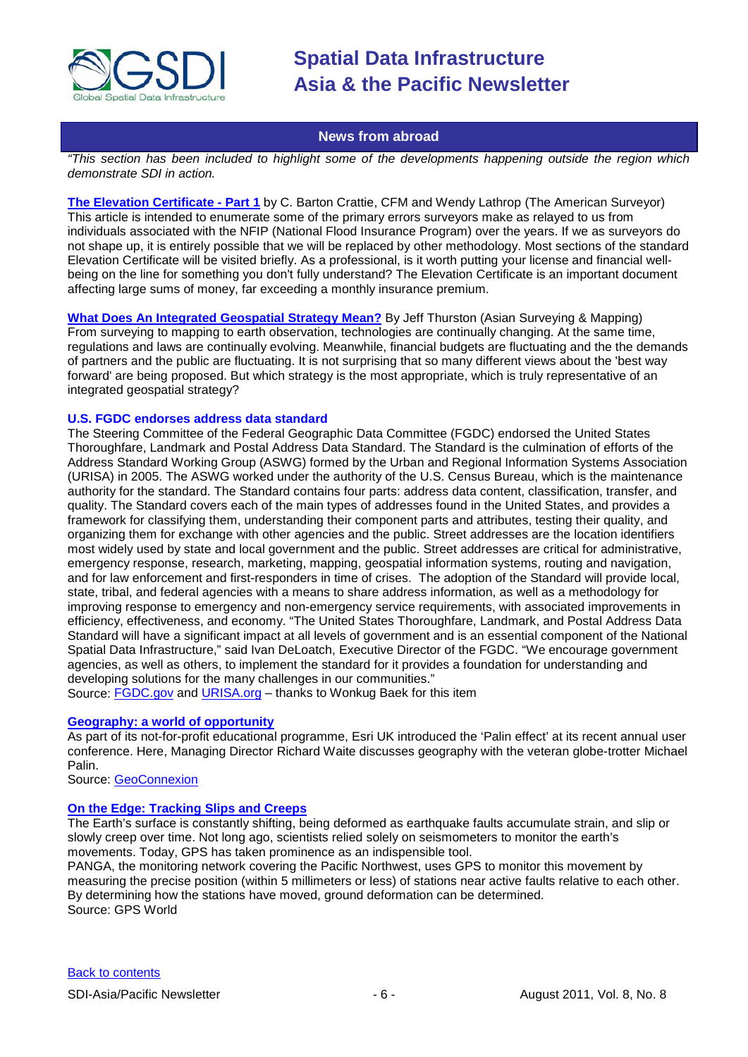## News from abroad

*"This section has been included to highlight some of the developments happening outside the region which demonstrate SDI in action.*

**The Elevation Certificate - Part 1** by C. Barton Crattie, CFM and Wendy Lathrop (The American Surveyor)
This article is intended to enumerate some of the primary errors surveyors make as relayed to us from individuals associated with the NFIP (National Flood Insurance Program) over the years. If we as surveyors do not shape up, it is entirely possible that we will be replaced by other methodology. Most sections of the standard Elevation Certificate will be visited briefly. As a professional, is it worth putting your license and financial well-being on the line for something you don't fully understand? The Elevation Certificate is an important document affecting large sums of money, far exceeding a monthly insurance premium.

**What Does An Integrated Geospatial Strategy Mean?** By Jeff Thurston (Asian Surveying & Mapping)
From surveying to mapping to earth observation, technologies are continually changing. At the same time, regulations and laws are continually evolving. Meanwhile, financial budgets are fluctuating and the the demands of partners and the public are fluctuating. It is not surprising that so many different views about the 'best way forward' are being proposed. But which strategy is the most appropriate, which is truly representative of an integrated geospatial strategy?

**U.S. FGDC endorses address data standard**
The Steering Committee of the Federal Geographic Data Committee (FGDC) endorsed the United States Thoroughfare, Landmark and Postal Address Data Standard. The Standard is the culmination of efforts of the Address Standard Working Group (ASWG) formed by the Urban and Regional Information Systems Association (URISA) in 2005. The ASWG worked under the authority of the U.S. Census Bureau, which is the maintenance authority for the standard. The Standard contains four parts: address data content, classification, transfer, and quality. The Standard covers each of the main types of addresses found in the United States, and provides a framework for classifying them, understanding their component parts and attributes, testing their quality, and organizing them for exchange with other agencies and the public. Street addresses are the location identifiers most widely used by state and local government and the public. Street addresses are critical for administrative, emergency response, research, marketing, mapping, geospatial information systems, routing and navigation, and for law enforcement and first-responders in time of crises. The adoption of the Standard will provide local, state, tribal, and federal agencies with a means to share address information, as well as a methodology for improving response to emergency and non-emergency service requirements, with associated improvements in efficiency, effectiveness, and economy. "The United States Thoroughfare, Landmark, and Postal Address Data Standard will have a significant impact at all levels of government and is an essential component of the National Spatial Data Infrastructure," said Ivan DeLoatch, Executive Director of the FGDC. "We encourage government agencies, as well as others, to implement the standard for it provides a foundation for understanding and developing solutions for the many challenges in our communities."
Source: FGDC.gov and URISA.org – thanks to Wonkug Baek for this item

**Geography: a world of opportunity**
As part of its not-for-profit educational programme, Esri UK introduced the 'Palin effect' at its recent annual user conference. Here, Managing Director Richard Waite discusses geography with the veteran globe-trotter Michael Palin.
Source: GeoConnexion

**On the Edge: Tracking Slips and Creeps**
The Earth's surface is constantly shifting, being deformed as earthquake faults accumulate strain, and slip or slowly creep over time. Not long ago, scientists relied solely on seismometers to monitor the earth's movements. Today, GPS has taken prominence as an indispensable tool.
PANGA, the monitoring network covering the Pacific Northwest, uses GPS to monitor this movement by measuring the precise position (within 5 millimeters or less) of stations near active faults relative to each other. By determining how the stations have moved, ground deformation can be determined.
Source: GPS World

Back to contents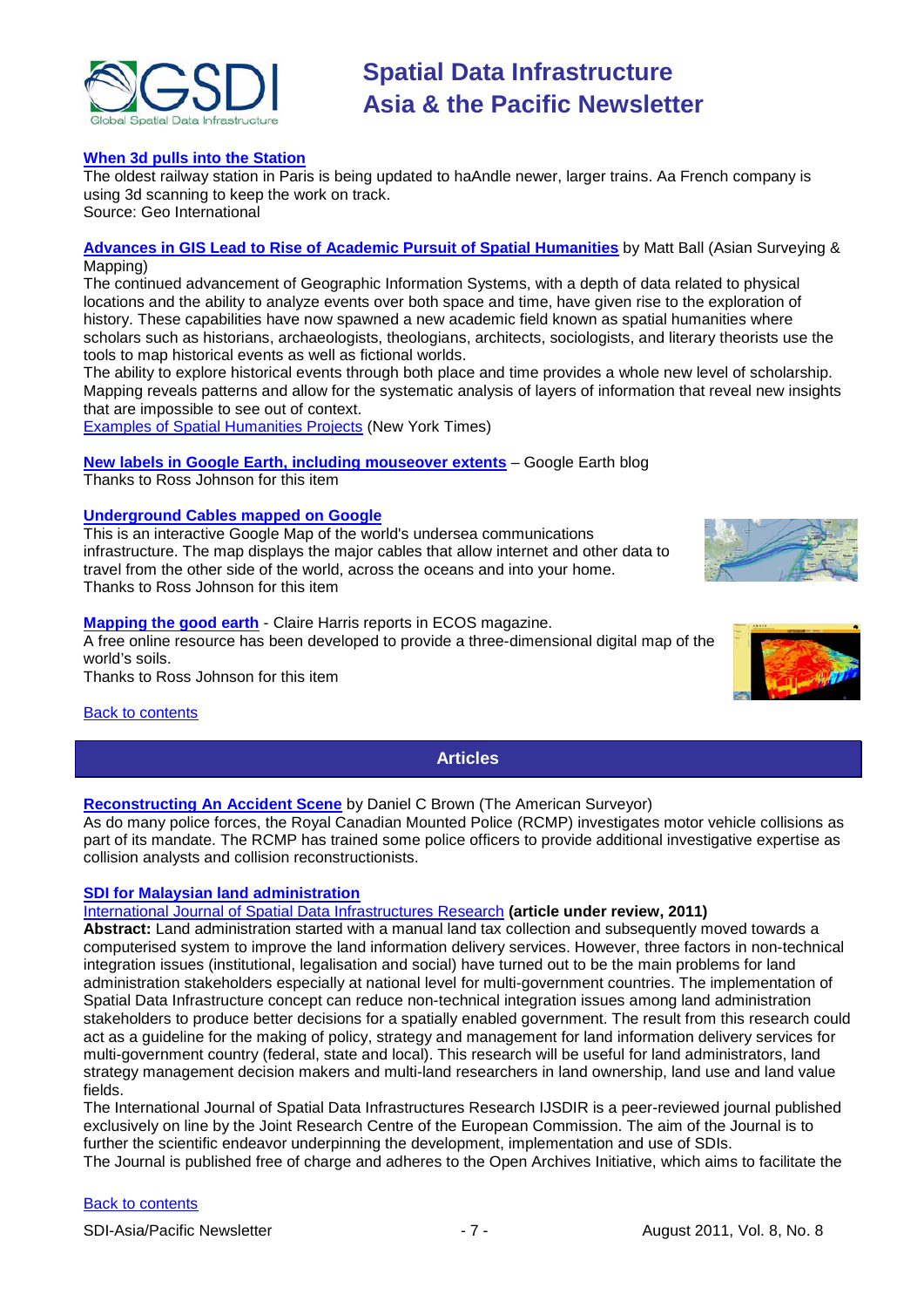**When 3d pulls into the Station**
The oldest railway station in Paris is being updated to haAndle newer, larger trains. Aa French company is using 3d scanning to keep the work on track.
Source: Geo International

**Advances in GIS Lead to Rise of Academic Pursuit of Spatial Humanities** by Matt Ball (Asian Surveying & Mapping)
The continued advancement of Geographic Information Systems, with a depth of data related to physical locations and the ability to analyze events over both space and time, have given rise to the exploration of history. These capabilities have now spawned a new academic field known as spatial humanities where scholars such as historians, archaeologists, theologians, architects, sociologists, and literary theorists use the tools to map historical events as well as fictional worlds.
The ability to explore historical events through both place and time provides a whole new level of scholarship. Mapping reveals patterns and allow for the systematic analysis of layers of information that reveal new insights that are impossible to see out of context.
Examples of Spatial Humanities Projects (New York Times)

**New labels in Google Earth, including mouseover extents** – Google Earth blog
Thanks to Ross Johnson for this item

**Underground Cables mapped on Google**
This is an interactive Google Map of the world's undersea communications infrastructure. The map displays the major cables that allow internet and other data to travel from the other side of the world, across the oceans and into your home.
Thanks to Ross Johnson for this item

**Mapping the good earth** - Claire Harris reports in ECOS magazine.
A free online resource has been developed to provide a three-dimensional digital map of the world's soils.
Thanks to Ross Johnson for this item

Back to contents

## Articles

**Reconstructing An Accident Scene** by Daniel C Brown (The American Surveyor)
As do many police forces, the Royal Canadian Mounted Police (RCMP) investigates motor vehicle collisions as part of its mandate. The RCMP has trained some police officers to provide additional investigative expertise as collision analysts and collision reconstructionists.

**SDI for Malaysian land administration**
International Journal of Spatial Data Infrastructures Research **(article under review, 2011)**
**Abstract:** Land administration started with a manual land tax collection and subsequently moved towards a computerised system to improve the land information delivery services. However, three factors in non-technical integration issues (institutional, legalisation and social) have turned out to be the main problems for land administration stakeholders especially at national level for multi-government countries. The implementation of Spatial Data Infrastructure concept can reduce non-technical integration issues among land administration stakeholders to produce better decisions for a spatially enabled government. The result from this research could act as a guideline for the making of policy, strategy and management for land information delivery services for multi-government country (federal, state and local). This research will be useful for land administrators, land strategy management decision makers and multi-land researchers in land ownership, land use and land value fields.
The International Journal of Spatial Data Infrastructures Research IJSDIR is a peer-reviewed journal published exclusively on line by the Joint Research Centre of the European Commission. The aim of the Journal is to further the scientific endeavor underpinning the development, implementation and use of SDIs.
The Journal is published free of charge and adheres to the Open Archives Initiative, which aims to facilitate the

Back to contents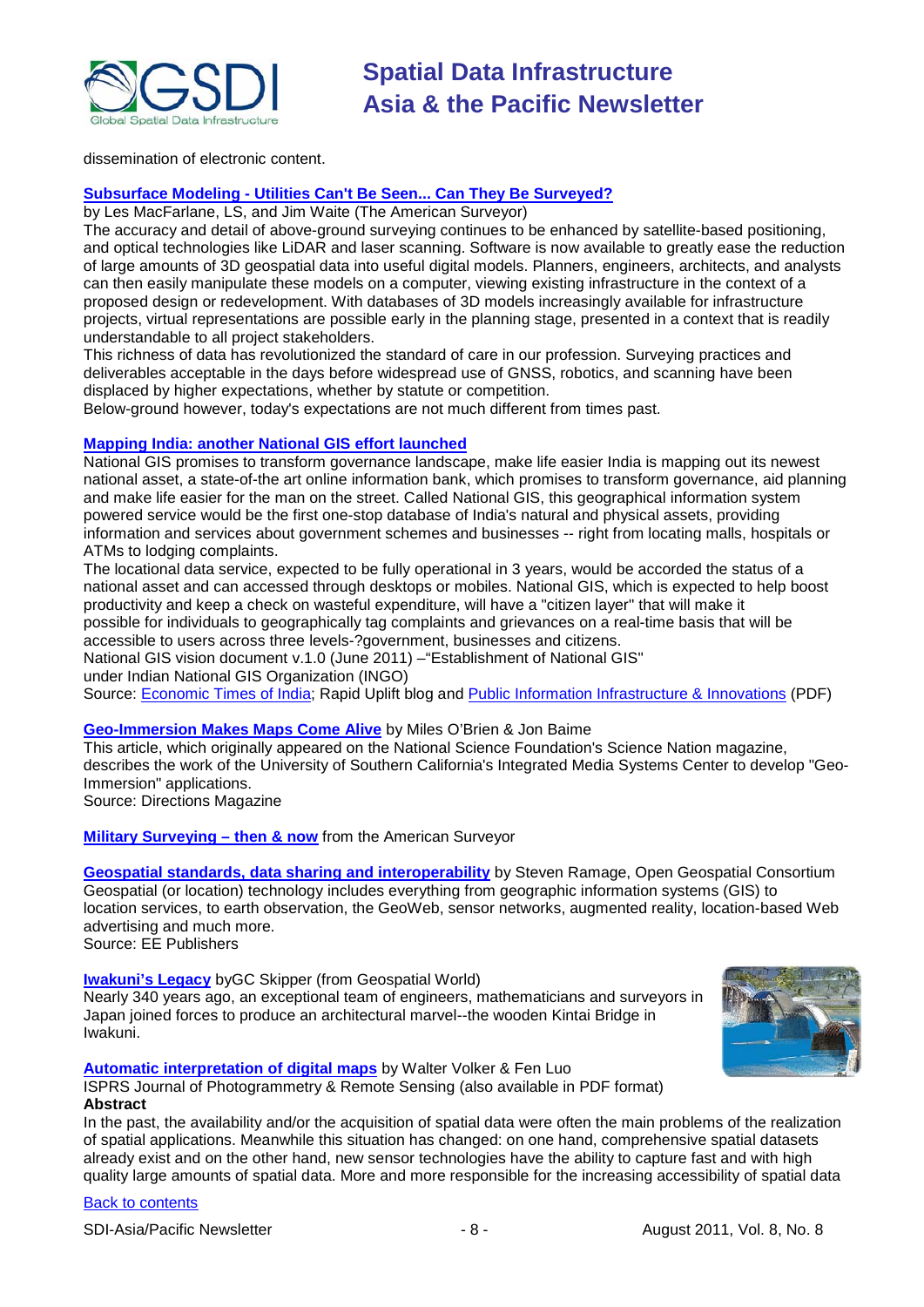dissemination of electronic content.

**Subsurface Modeling - Utilities Can't Be Seen... Can They Be Surveyed?**

by Les MacFarlane, LS, and Jim Waite (The American Surveyor)

The accuracy and detail of above-ground surveying continues to be enhanced by satellite-based positioning, and optical technologies like LiDAR and laser scanning. Software is now available to greatly ease the reduction of large amounts of 3D geospatial data into useful digital models. Planners, engineers, architects, and analysts can then easily manipulate these models on a computer, viewing existing infrastructure in the context of a proposed design or redevelopment. With databases of 3D models increasingly available for infrastructure projects, virtual representations are possible early in the planning stage, presented in a context that is readily understandable to all project stakeholders.

This richness of data has revolutionized the standard of care in our profession. Surveying practices and deliverables acceptable in the days before widespread use of GNSS, robotics, and scanning have been displaced by higher expectations, whether by statute or competition.

Below-ground however, today's expectations are not much different from times past.

**Mapping India: another National GIS effort launched**

National GIS promises to transform governance landscape, make life easier India is mapping out its newest national asset, a state-of-the art online information bank, which promises to transform governance, aid planning and make life easier for the man on the street. Called National GIS, this geographical information system powered service would be the first one-stop database of India's natural and physical assets, providing information and services about government schemes and businesses -- right from locating malls, hospitals or ATMs to lodging complaints.

The locational data service, expected to be fully operational in 3 years, would be accorded the status of a national asset and can accessed through desktops or mobiles. National GIS, which is expected to help boost productivity and keep a check on wasteful expenditure, will have a "citizen layer" that will make it possible for individuals to geographically tag complaints and grievances on a real-time basis that will be accessible to users across three levels-?government, businesses and citizens.

National GIS vision document v.1.0 (June 2011) –"Establishment of National GIS" under Indian National GIS Organization (INGO)

Source: Economic Times of India; Rapid Uplift blog and Public Information Infrastructure & Innovations (PDF)

**Geo-Immersion Makes Maps Come Alive** by Miles O'Brien & Jon Baime

This article, which originally appeared on the National Science Foundation's Science Nation magazine, describes the work of the University of Southern California's Integrated Media Systems Center to develop "Geo-Immersion" applications.

Source: Directions Magazine

**Military Surveying – then & now** from the American Surveyor

**Geospatial standards, data sharing and interoperability** by Steven Ramage, Open Geospatial Consortium

Geospatial (or location) technology includes everything from geographic information systems (GIS) to location services, to earth observation, the GeoWeb, sensor networks, augmented reality, location-based Web advertising and much more.

Source: EE Publishers

**Iwakuni's Legacy** byGC Skipper (from Geospatial World)

Nearly 340 years ago, an exceptional team of engineers, mathematicians and surveyors in Japan joined forces to produce an architectural marvel--the wooden Kintai Bridge in Iwakuni.

**Automatic interpretation of digital maps** by Walter Volker & Fen Luo

ISPRS Journal of Photogrammetry & Remote Sensing (also available in PDF format)

**Abstract**

In the past, the availability and/or the acquisition of spatial data were often the main problems of the realization of spatial applications. Meanwhile this situation has changed: on one hand, comprehensive spatial datasets already exist and on the other hand, new sensor technologies have the ability to capture fast and with high quality large amounts of spatial data. More and more responsible for the increasing accessibility of spatial data

Back to contents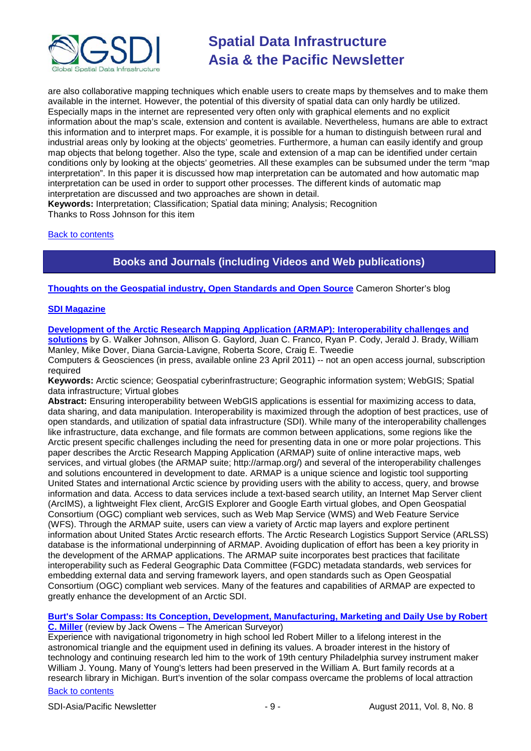are also collaborative mapping techniques which enable users to create maps by themselves and to make them available in the internet. However, the potential of this diversity of spatial data can only hardly be utilized. Especially maps in the internet are represented very often only with graphical elements and no explicit information about the map's scale, extension and content is available. Nevertheless, humans are able to extract this information and to interpret maps. For example, it is possible for a human to distinguish between rural and industrial areas only by looking at the objects' geometries. Furthermore, a human can easily identify and group map objects that belong together. Also the type, scale and extension of a map can be identified under certain conditions only by looking at the objects' geometries. All these examples can be subsumed under the term "map interpretation". In this paper it is discussed how map interpretation can be automated and how automatic map interpretation can be used in order to support other processes. The different kinds of automatic map interpretation are discussed and two approaches are shown in detail.

**Keywords:** Interpretation; Classification; Spatial data mining; Analysis; Recognition

Thanks to Ross Johnson for this item

Back to contents

## Books and Journals (including Videos and Web publications)

**Thoughts on the Geospatial industry, Open Standards and Open Source** Cameron Shorter's blog

**SDI Magazine**

**Development of the Arctic Research Mapping Application (ARMAP): Interoperability challenges and solutions** by G. Walker Johnson, Allison G. Gaylord, Juan C. Franco, Ryan P. Cody, Jerald J. Brady, William Manley, Mike Dover, Diana Garcia-Lavigne, Roberta Score, Craig E. Tweedie

Computers & Geosciences (in press, available online 23 April 2011) -- not an open access journal, subscription required

**Keywords:** Arctic science; Geospatial cyberinfrastructure; Geographic information system; WebGIS; Spatial data infrastructure; Virtual globes

**Abstract:** Ensuring interoperability between WebGIS applications is essential for maximizing access to data, data sharing, and data manipulation. Interoperability is maximized through the adoption of best practices, use of open standards, and utilization of spatial data infrastructure (SDI). While many of the interoperability challenges like infrastructure, data exchange, and file formats are common between applications, some regions like the Arctic present specific challenges including the need for presenting data in one or more polar projections. This paper describes the Arctic Research Mapping Application (ARMAP) suite of online interactive maps, web services, and virtual globes (the ARMAP suite; http://armap.org/) and several of the interoperability challenges and solutions encountered in development to date. ARMAP is a unique science and logistic tool supporting United States and international Arctic science by providing users with the ability to access, query, and browse information and data. Access to data services include a text-based search utility, an Internet Map Server client (ArcIMS), a lightweight Flex client, ArcGIS Explorer and Google Earth virtual globes, and Open Geospatial Consortium (OGC) compliant web services, such as Web Map Service (WMS) and Web Feature Service (WFS). Through the ARMAP suite, users can view a variety of Arctic map layers and explore pertinent information about United States Arctic research efforts. The Arctic Research Logistics Support Service (ARLSS) database is the informational underpinning of ARMAP. Avoiding duplication of effort has been a key priority in the development of the ARMAP applications. The ARMAP suite incorporates best practices that facilitate interoperability such as Federal Geographic Data Committee (FGDC) metadata standards, web services for embedding external data and serving framework layers, and open standards such as Open Geospatial Consortium (OGC) compliant web services. Many of the features and capabilities of ARMAP are expected to greatly enhance the development of an Arctic SDI.

**Burt's Solar Compass: Its Conception, Development, Manufacturing, Marketing and Daily Use by Robert C. Miller** (review by Jack Owens – The American Surveyor)

Experience with navigational trigonometry in high school led Robert Miller to a lifelong interest in the astronomical triangle and the equipment used in defining its values. A broader interest in the history of technology and continuing research led him to the work of 19th century Philadelphia survey instrument maker William J. Young. Many of Young's letters had been preserved in the William A. Burt family records at a research library in Michigan. Burt's invention of the solar compass overcame the problems of local attraction

Back to contents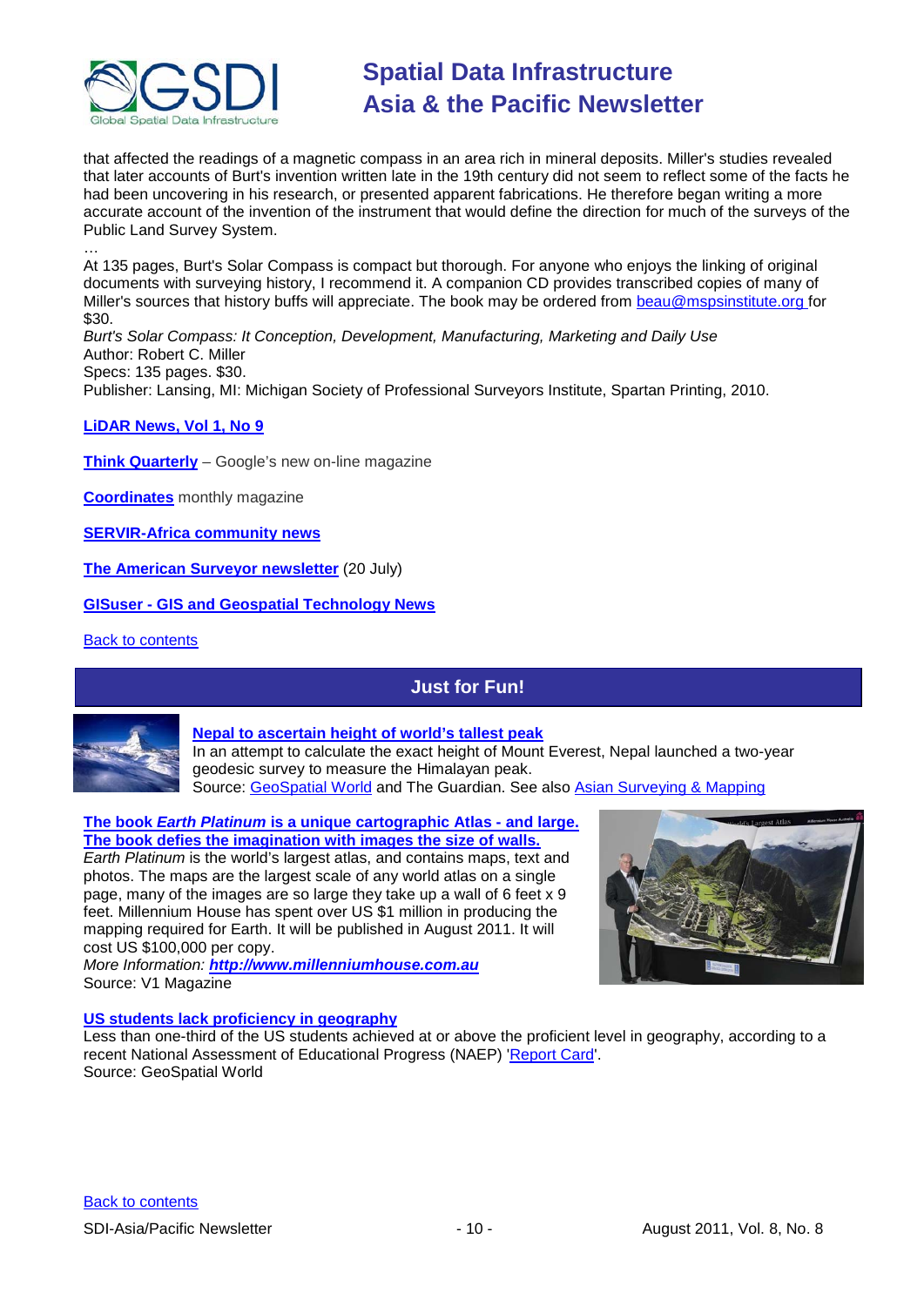that affected the readings of a magnetic compass in an area rich in mineral deposits. Miller's studies revealed that later accounts of Burt's invention written late in the 19th century did not seem to reflect some of the facts he had been uncovering in his research, or presented apparent fabrications. He therefore began writing a more accurate account of the invention of the instrument that would define the direction for much of the surveys of the Public Land Survey System.

…

At 135 pages, Burt's Solar Compass is compact but thorough. For anyone who enjoys the linking of original documents with surveying history, I recommend it. A companion CD provides transcribed copies of many of Miller's sources that history buffs will appreciate. The book may be ordered from beau@mspsinstitute.org for $30.

*Burt's Solar Compass: It Conception, Development, Manufacturing, Marketing and Daily Use*
Author: Robert C. Miller
Specs: 135 pages. $30.
Publisher: Lansing, MI: Michigan Society of Professional Surveyors Institute, Spartan Printing, 2010.

**LiDAR News, Vol 1, No 9**

**Think Quarterly** – Google's new on-line magazine

**Coordinates** monthly magazine

**SERVIR-Africa community news**

**The American Surveyor newsletter** (20 July)

**GISuser - GIS and Geospatial Technology News**

Back to contents

## Just for Fun!

**Nepal to ascertain height of world's tallest peak**
In an attempt to calculate the exact height of Mount Everest, Nepal launched a two-year geodesic survey to measure the Himalayan peak.
Source: GeoSpatial World and The Guardian. See also Asian Surveying & Mapping

**The book *Earth Platinum* is a unique cartographic Atlas - and large. The book defies the imagination with images the size of walls.**
*Earth Platinum* is the world's largest atlas, and contains maps, text and photos. The maps are the largest scale of any world atlas on a single page, many of the images are so large they take up a wall of 6 feet x 9 feet. Millennium House has spent over US $1 million in producing the mapping required for Earth. It will be published in August 2011. It will cost US $100,000 per copy.
*More Information:* ***http://www.millenniumhouse.com.au***
Source: V1 Magazine

**US students lack proficiency in geography**
Less than one-third of the US students achieved at or above the proficient level in geography, according to a recent National Assessment of Educational Progress (NAEP) 'Report Card'.
Source: GeoSpatial World

Back to contents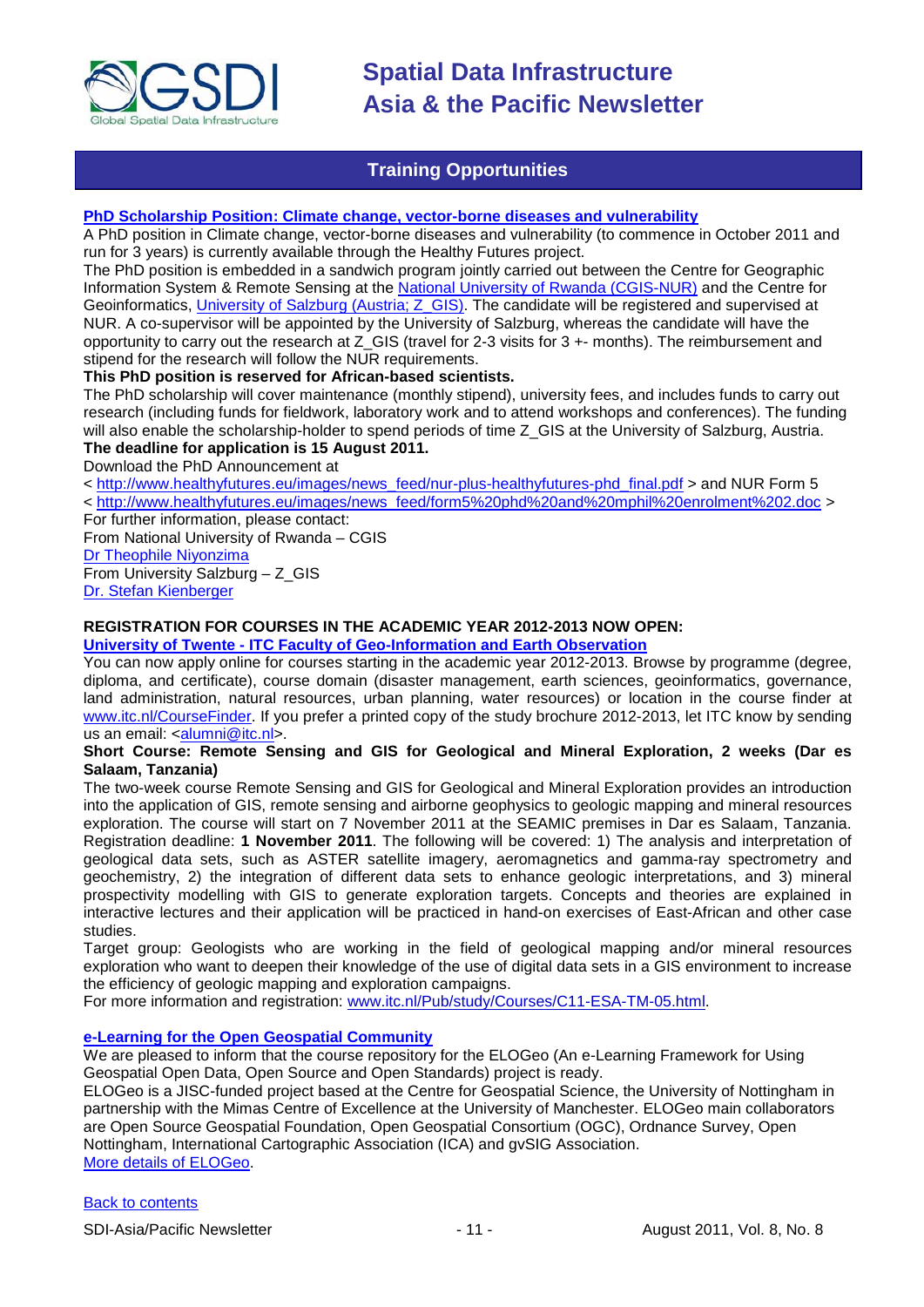## Training Opportunities

**PhD Scholarship Position: Climate change, vector-borne diseases and vulnerability**

A PhD position in Climate change, vector-borne diseases and vulnerability (to commence in October 2011 and run for 3 years) is currently available through the Healthy Futures project.

The PhD position is embedded in a sandwich program jointly carried out between the Centre for Geographic Information System & Remote Sensing at the National University of Rwanda (CGIS-NUR) and the Centre for Geoinformatics, University of Salzburg (Austria; Z_GIS). The candidate will be registered and supervised at NUR. A co-supervisor will be appointed by the University of Salzburg, whereas the candidate will have the opportunity to carry out the research at Z_GIS (travel for 2-3 visits for 3 +- months). The reimbursement and stipend for the research will follow the NUR requirements.

**This PhD position is reserved for African-based scientists.**

The PhD scholarship will cover maintenance (monthly stipend), university fees, and includes funds to carry out research (including funds for fieldwork, laboratory work and to attend workshops and conferences). The funding will also enable the scholarship-holder to spend periods of time Z_GIS at the University of Salzburg, Austria.

**The deadline for application is 15 August 2011.**

Download the PhD Announcement at

< http://www.healthyfutures.eu/images/news_feed/nur-plus-healthyfutures-phd_final.pdf > and NUR Form 5

< http://www.healthyfutures.eu/images/news_feed/form5%20phd%20and%20mphil%20enrolment%202.doc >

For further information, please contact:

From National University of Rwanda – CGIS

Dr Theophile Niyonzima

From University Salzburg – Z_GIS

Dr. Stefan Kienberger

**REGISTRATION FOR COURSES IN THE ACADEMIC YEAR 2012-2013 NOW OPEN:**

**University of Twente - ITC Faculty of Geo-Information and Earth Observation**

You can now apply online for courses starting in the academic year 2012-2013. Browse by programme (degree, diploma, and certificate), course domain (disaster management, earth sciences, geoinformatics, governance, land administration, natural resources, urban planning, water resources) or location in the course finder at www.itc.nl/CourseFinder. If you prefer a printed copy of the study brochure 2012-2013, let ITC know by sending us an email: <alumni@itc.nl>.

**Short Course: Remote Sensing and GIS for Geological and Mineral Exploration, 2 weeks (Dar es Salaam, Tanzania)**

The two-week course Remote Sensing and GIS for Geological and Mineral Exploration provides an introduction into the application of GIS, remote sensing and airborne geophysics to geologic mapping and mineral resources exploration. The course will start on 7 November 2011 at the SEAMIC premises in Dar es Salaam, Tanzania. Registration deadline: **1 November 2011**. The following will be covered: 1) The analysis and interpretation of geological data sets, such as ASTER satellite imagery, aeromagnetics and gamma-ray spectrometry and geochemistry, 2) the integration of different data sets to enhance geologic interpretations, and 3) mineral prospectivity modelling with GIS to generate exploration targets. Concepts and theories are explained in interactive lectures and their application will be practiced in hand-on exercises of East-African and other case studies.

Target group: Geologists who are working in the field of geological mapping and/or mineral resources exploration who want to deepen their knowledge of the use of digital data sets in a GIS environment to increase the efficiency of geologic mapping and exploration campaigns.

For more information and registration: www.itc.nl/Pub/study/Courses/C11-ESA-TM-05.html.

**e-Learning for the Open Geospatial Community**

We are pleased to inform that the course repository for the ELOGeo (An e-Learning Framework for Using Geospatial Open Data, Open Source and Open Standards) project is ready.

ELOGeo is a JISC-funded project based at the Centre for Geospatial Science, the University of Nottingham in partnership with the Mimas Centre of Excellence at the University of Manchester. ELOGeo main collaborators are Open Source Geospatial Foundation, Open Geospatial Consortium (OGC), Ordnance Survey, Open Nottingham, International Cartographic Association (ICA) and gvSIG Association.

More details of ELOGeo.

Back to contents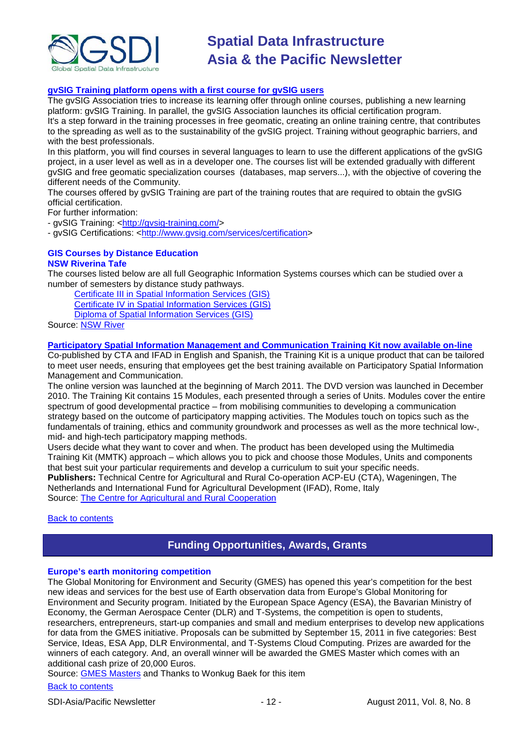### gvSIG Training platform opens with a first course for gvSIG users

The gvSIG Association tries to increase its learning offer through online courses, publishing a new learning platform: gvSIG Training. In parallel, the gvSIG Association launches its official certification program.

It's a step forward in the training processes in free geomatic, creating an online training centre, that contributes to the spreading as well as to the sustainability of the gvSIG project. Training without geographic barriers, and with the best professionals.

In this platform, you will find courses in several languages to learn to use the different applications of the gvSIG project, in a user level as well as in a developer one. The courses list will be extended gradually with different gvSIG and free geomatic specialization courses (databases, map servers...), with the objective of covering the different needs of the Community.

The courses offered by gvSIG Training are part of the training routes that are required to obtain the gvSIG official certification.

For further information:

- gvSIG Training: <http://gvsig-training.com/>
- gvSIG Certifications: <http://www.gvsig.com/services/certification>

### GIS Courses by Distance Education

**NSW Riverina Tafe**

The courses listed below are all full Geographic Information Systems courses which can be studied over a number of semesters by distance study pathways.

- Certificate III in Spatial Information Services (GIS)
- Certificate IV in Spatial Information Services (GIS)
- Diploma of Spatial Information Services (GIS)

Source: NSW River

### Participatory Spatial Information Management and Communication Training Kit now available on-line

Co-published by CTA and IFAD in English and Spanish, the Training Kit is a unique product that can be tailored to meet user needs, ensuring that employees get the best training available on Participatory Spatial Information Management and Communication.

The online version was launched at the beginning of March 2011. The DVD version was launched in December 2010. The Training Kit contains 15 Modules, each presented through a series of Units. Modules cover the entire spectrum of good developmental practice – from mobilising communities to developing a communication strategy based on the outcome of participatory mapping activities. The Modules touch on topics such as the fundamentals of training, ethics and community groundwork and processes as well as the more technical low-, mid- and high-tech participatory mapping methods.

Users decide what they want to cover and when. The product has been developed using the Multimedia Training Kit (MMTK) approach – which allows you to pick and choose those Modules, Units and components that best suit your particular requirements and develop a curriculum to suit your specific needs.

**Publishers:** Technical Centre for Agricultural and Rural Co-operation ACP-EU (CTA), Wageningen, The Netherlands and International Fund for Agricultural Development (IFAD), Rome, Italy

Source: The Centre for Agricultural and Rural Cooperation

Back to contents

## Funding Opportunities, Awards, Grants

### Europe's earth monitoring competition

The Global Monitoring for Environment and Security (GMES) has opened this year's competition for the best new ideas and services for the best use of Earth observation data from Europe's Global Monitoring for Environment and Security program. Initiated by the European Space Agency (ESA), the Bavarian Ministry of Economy, the German Aerospace Center (DLR) and T-Systems, the competition is open to students, researchers, entrepreneurs, start-up companies and small and medium enterprises to develop new applications for data from the GMES initiative. Proposals can be submitted by September 15, 2011 in five categories: Best Service, Ideas, ESA App, DLR Environmental, and T-Systems Cloud Computing. Prizes are awarded for the winners of each category. And, an overall winner will be awarded the GMES Master which comes with an additional cash prize of 20,000 Euros.

Source: GMES Masters and Thanks to Wonkug Baek for this item

Back to contents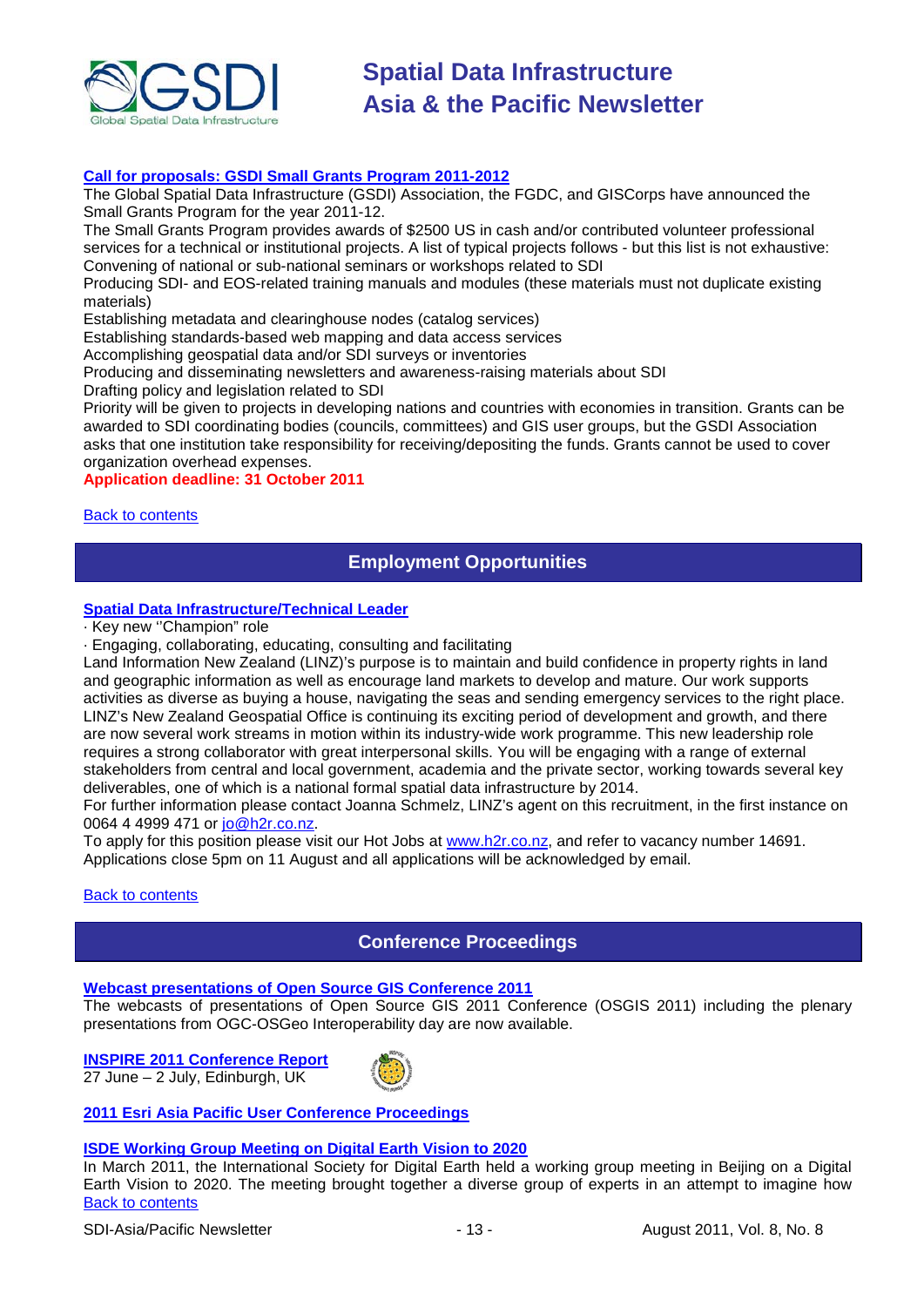**Call for proposals: GSDI Small Grants Program 2011-2012**

The Global Spatial Data Infrastructure (GSDI) Association, the FGDC, and GISCorps have announced the Small Grants Program for the year 2011-12.

The Small Grants Program provides awards of $2500 US in cash and/or contributed volunteer professional services for a technical or institutional projects. A list of typical projects follows - but this list is not exhaustive:

Convening of national or sub-national seminars or workshops related to SDI

Producing SDI- and EOS-related training manuals and modules (these materials must not duplicate existing materials)

Establishing metadata and clearinghouse nodes (catalog services)

Establishing standards-based web mapping and data access services

Accomplishing geospatial data and/or SDI surveys or inventories

Producing and disseminating newsletters and awareness-raising materials about SDI

Drafting policy and legislation related to SDI

Priority will be given to projects in developing nations and countries with economies in transition. Grants can be awarded to SDI coordinating bodies (councils, committees) and GIS user groups, but the GSDI Association asks that one institution take responsibility for receiving/depositing the funds. Grants cannot be used to cover organization overhead expenses.

**Application deadline: 31 October 2011**

Back to contents

## Employment Opportunities

**Spatial Data Infrastructure/Technical Leader**

· Key new ''Champion" role

· Engaging, collaborating, educating, consulting and facilitating

Land Information New Zealand (LINZ)'s purpose is to maintain and build confidence in property rights in land and geographic information as well as encourage land markets to develop and mature. Our work supports activities as diverse as buying a house, navigating the seas and sending emergency services to the right place. LINZ's New Zealand Geospatial Office is continuing its exciting period of development and growth, and there are now several work streams in motion within its industry-wide work programme. This new leadership role requires a strong collaborator with great interpersonal skills. You will be engaging with a range of external stakeholders from central and local government, academia and the private sector, working towards several key deliverables, one of which is a national formal spatial data infrastructure by 2014.

For further information please contact Joanna Schmelz, LINZ's agent on this recruitment, in the first instance on 0064 4 4999 471 or jo@h2r.co.nz.

To apply for this position please visit our Hot Jobs at www.h2r.co.nz, and refer to vacancy number 14691. Applications close 5pm on 11 August and all applications will be acknowledged by email.

Back to contents

## Conference Proceedings

**Webcast presentations of Open Source GIS Conference 2011**

The webcasts of presentations of Open Source GIS 2011 Conference (OSGIS 2011) including the plenary presentations from OGC-OSGeo Interoperability day are now available.

**INSPIRE 2011 Conference Report**

27 June – 2 July, Edinburgh, UK

**2011 Esri Asia Pacific User Conference Proceedings**

**ISDE Working Group Meeting on Digital Earth Vision to 2020**

In March 2011, the International Society for Digital Earth held a working group meeting in Beijing on a Digital Earth Vision to 2020. The meeting brought together a diverse group of experts in an attempt to imagine how

Back to contents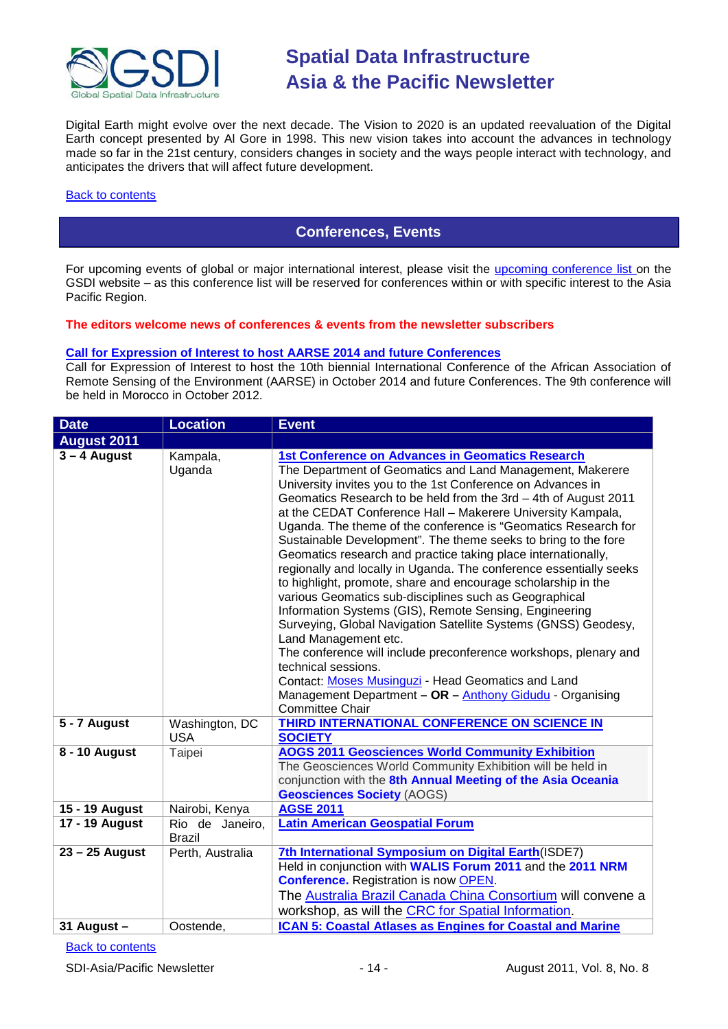Digital Earth might evolve over the next decade. The Vision to 2020 is an updated reevaluation of the Digital Earth concept presented by Al Gore in 1998. This new vision takes into account the advances in technology made so far in the 21st century, considers changes in society and the ways people interact with technology, and anticipates the drivers that will affect future development.

Back to contents

## Conferences, Events

For upcoming events of global or major international interest, please visit the upcoming conference list on the GSDI website – as this conference list will be reserved for conferences within or with specific interest to the Asia Pacific Region.

**The editors welcome news of conferences & events from the newsletter subscribers**

**Call for Expression of Interest to host AARSE 2014 and future Conferences**

Call for Expression of Interest to host the 10th biennial International Conference of the African Association of Remote Sensing of the Environment (AARSE) in October 2014 and future Conferences. The 9th conference will be held in Morocco in October 2012.

| Date | Location | Event |
|---|---|---|
| **August 2011** | | |
| **3 – 4 August** | Kampala, Uganda | **1st Conference on Advances in Geomatics Research**<br>The Department of Geomatics and Land Management, Makerere University invites you to the 1st Conference on Advances in Geomatics Research to be held from the 3rd – 4th of August 2011 at the CEDAT Conference Hall – Makerere University Kampala, Uganda. The theme of the conference is "Geomatics Research for Sustainable Development". The theme seeks to bring to the fore Geomatics research and practice taking place internationally, regionally and locally in Uganda. The conference essentially seeks to highlight, promote, share and encourage scholarship in the various Geomatics sub-disciplines such as Geographical Information Systems (GIS), Remote Sensing, Engineering Surveying, Global Navigation Satellite Systems (GNSS) Geodesy, Land Management etc.<br>The conference will include preconference workshops, plenary and technical sessions.<br>Contact: Moses Musinguzi - Head Geomatics and Land Management Department **– OR –** Anthony Gidudu - Organising Committee Chair |
| **5 - 7 August** | Washington, DC USA | **THIRD INTERNATIONAL CONFERENCE ON SCIENCE IN SOCIETY** |
| **8 - 10 August** | Taipei | **AOGS 2011 Geosciences World Community Exhibition**<br>The Geosciences World Community Exhibition will be held in conjunction with the **8th Annual Meeting of the Asia Oceania Geosciences Society** (AOGS) |
| **15 - 19 August** | Nairobi, Kenya | **AGSE 2011** |
| **17 - 19 August** | Rio de Janeiro, Brazil | **Latin American Geospatial Forum** |
| **23 – 25 August** | Perth, Australia | **7th International Symposium on Digital Earth**(ISDE7)<br>Held in conjunction with **WALIS Forum 2011** and the **2011 NRM Conference.** Registration is now OPEN.<br>The Australia Brazil Canada China Consortium will convene a workshop, as will the CRC for Spatial Information. |
| **31 August –** | Oostende, | **ICAN 5: Coastal Atlases as Engines for Coastal and Marine** |

Back to contents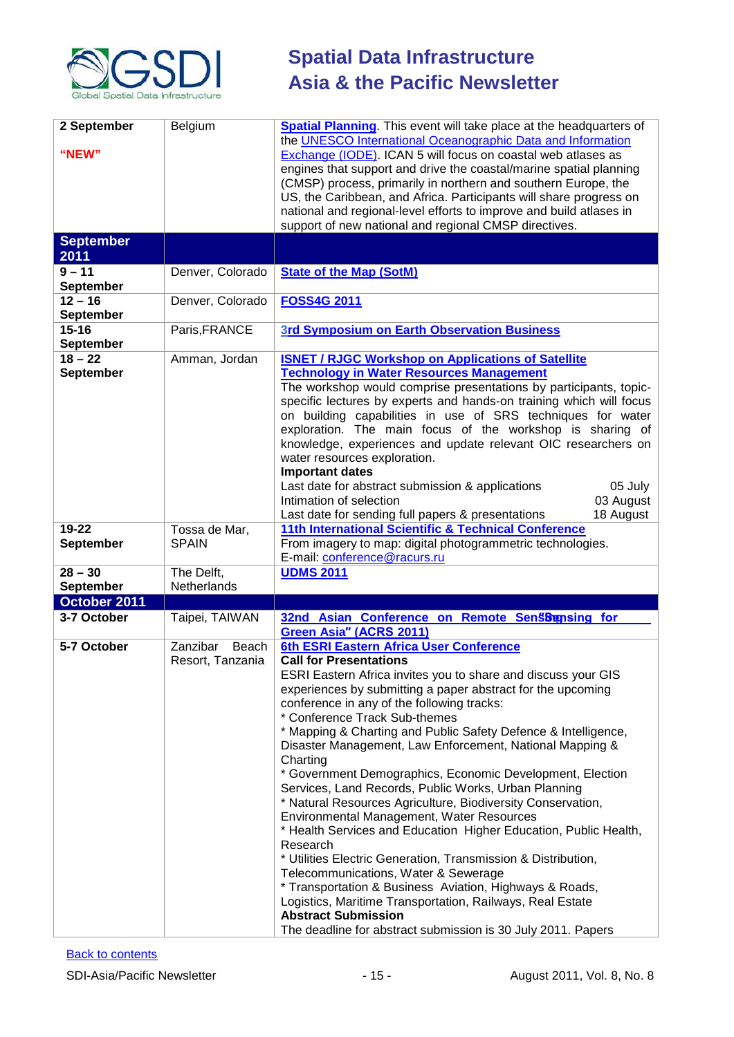| | | |
|---|---|---|
| **2 September**<br><br>**"NEW"** | Belgium | **Spatial Planning**. This event will take place at the headquarters of the UNESCO International Oceanographic Data and Information Exchange (IODE). ICAN 5 will focus on coastal web atlases as engines that support and drive the coastal/marine spatial planning (CMSP) process, primarily in northern and southern Europe, the US, the Caribbean, and Africa. Participants will share progress on national and regional-level efforts to improve and build atlases in support of new national and regional CMSP directives. |
| **September 2011** | | |
| **9 – 11 September** | Denver, Colorado | **State of the Map (SotM)** |
| **12 – 16 September** | Denver, Colorado | **FOSS4G 2011** |
| **15-16 September** | Paris,FRANCE | **3rd Symposium on Earth Observation Business** |
| **18 – 22 September** | Amman, Jordan | **ISNET / RJGC Workshop on Applications of Satellite Technology in Water Resources Management**<br>The workshop would comprise presentations by participants, topic-specific lectures by experts and hands-on training which will focus on building capabilities in use of SRS techniques for water exploration. The main focus of the workshop is sharing of knowledge, experiences and update relevant OIC researchers on water resources exploration.<br>**Important dates**<br>Last date for abstract submission & applications 05 July<br>Intimation of selection 03 August<br>Last date for sending full papers & presentations 18 August |
| **19-22 September** | Tossa de Mar, SPAIN | **11th International Scientific & Technical Conference**<br>From imagery to map: digital photogrammetric technologies.<br>E-mail: conference@racurs.ru |
| **28 – 30 September** | The Delft, Netherlands | **UDMS 2011** |
| **October 2011** | | |
| **3-7 October** | Taipei, TAIWAN | **32nd Asian Conference on Remote Sensing for Green Asia" (ACRS 2011)** |
| **5-7 October** | Zanzibar Beach Resort, Tanzania | **6th ESRI Eastern Africa User Conference**<br>**Call for Presentations**<br>ESRI Eastern Africa invites you to share and discuss your GIS experiences by submitting a paper abstract for the upcoming conference in any of the following tracks:<br>* Conference Track Sub-themes<br>* Mapping & Charting and Public Safety Defence & Intelligence, Disaster Management, Law Enforcement, National Mapping & Charting<br>* Government Demographics, Economic Development, Election Services, Land Records, Public Works, Urban Planning<br>* Natural Resources Agriculture, Biodiversity Conservation, Environmental Management, Water Resources<br>* Health Services and Education Higher Education, Public Health, Research<br>* Utilities Electric Generation, Transmission & Distribution, Telecommunications, Water & Sewerage<br>* Transportation & Business Aviation, Highways & Roads, Logistics, Maritime Transportation, Railways, Real Estate<br>**Abstract Submission**<br>The deadline for abstract submission is 30 July 2011. Papers |

Back to contents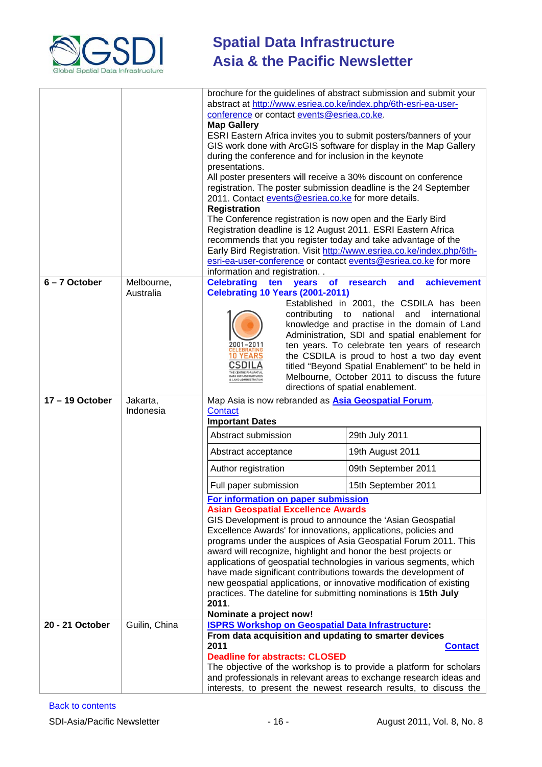| | | |
|---|---|---|
| | | brochure for the guidelines of abstract submission and submit your abstract at http://www.esriea.co.ke/index.php/6th-esri-ea-user-conference or contact events@esriea.co.ke.<br>**Map Gallery**<br>ESRI Eastern Africa invites you to submit posters/banners of your GIS work done with ArcGIS software for display in the Map Gallery during the conference and for inclusion in the keynote presentations.<br>All poster presenters will receive a 30% discount on conference registration. The poster submission deadline is the 24 September 2011. Contact events@esriea.co.ke for more details.<br>**Registration**<br>The Conference registration is now open and the Early Bird Registration deadline is 12 August 2011. ESRI Eastern Africa recommends that you register today and take advantage of the Early Bird Registration. Visit http://www.esriea.co.ke/index.php/6th-esri-ea-user-conference or contact events@esriea.co.ke for more information and registration. . |
| **6 – 7 October** | Melbourne, Australia | **Celebrating ten years of research and achievement**<br>**Celebrating 10 Years (2001-2011)**<br>Established in 2001, the CSDILA has been contributing to national and international knowledge and practise in the domain of Land Administration, SDI and spatial enablement for ten years. To celebrate ten years of research the CSDILA is proud to host a two day event titled "Beyond Spatial Enablement" to be held in Melbourne, October 2011 to discuss the future directions of spatial enablement. |
| **17 – 19 October** | Jakarta, Indonesia | Map Asia is now rebranded as **Asia Geospatial Forum**.<br>Contact<br>**Important Dates**<br>Abstract submission: 29th July 2011<br>Abstract acceptance: 19th August 2011<br>Author registration: 09th September 2011<br>Full paper submission: 15th September 2011<br>**For information on paper submission**<br>**Asian Geospatial Excellence Awards**<br>GIS Development is proud to announce the 'Asian Geospatial Excellence Awards' for innovations, applications, policies and programs under the auspices of Asia Geospatial Forum 2011. This award will recognize, highlight and honor the best projects or applications of geospatial technologies in various segments, which have made significant contributions towards the development of new geospatial applications, or innovative modification of existing practices. The dateline for submitting nominations is **15th July 2011**.<br>**Nominate a project now!** |
| **20 - 21 October** | Guilin, China | **ISPRS Workshop on Geospatial Data Infrastructure: From data acquisition and updating to smarter devices 2011**<br>**Contact**<br>**Deadline for abstracts: CLOSED**<br>The objective of the workshop is to provide a platform for scholars and professionals in relevant areas to exchange research ideas and interests, to present the newest research results, to discuss the |

Back to contents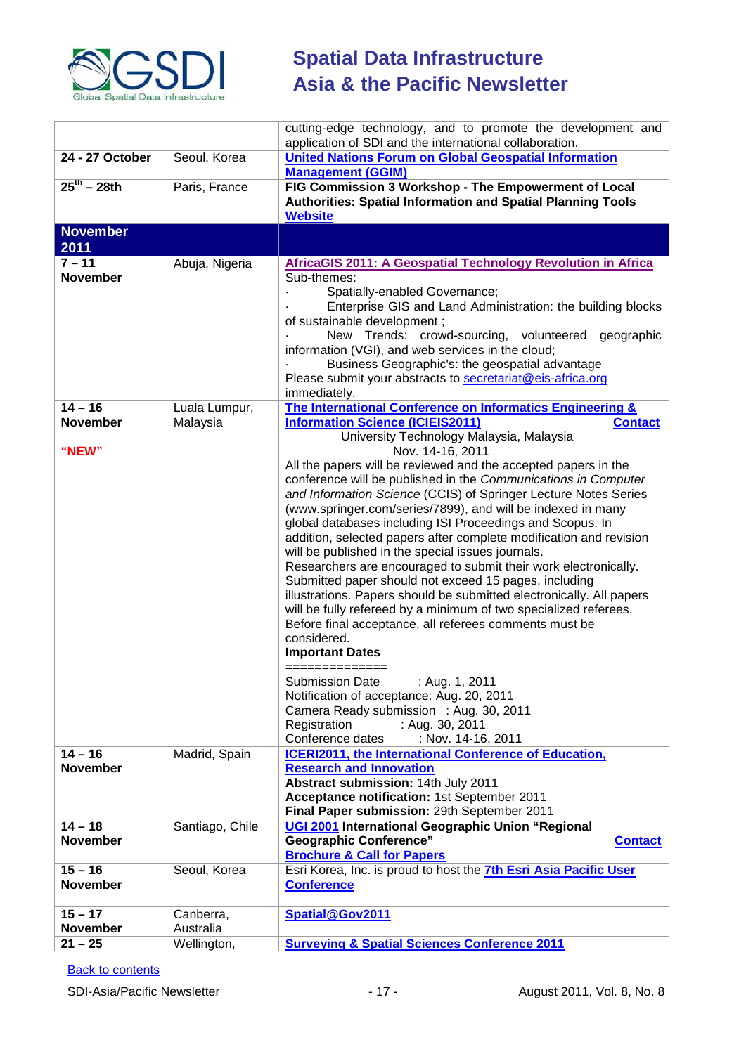| | | |
|---|---|---|
| | | cutting-edge technology, and to promote the development and application of SDI and the international collaboration. |
| **24 - 27 October** | Seoul, Korea | **United Nations Forum on Global Geospatial Information Management (GGIM)** |
| **25th – 28th** | Paris, France | **FIG Commission 3 Workshop - The Empowerment of Local Authorities: Spatial Information and Spatial Planning Tools** **Website** |
| **November 2011** | | |
| **7 – 11 November** | Abuja, Nigeria | **AfricaGIS 2011: A Geospatial Technology Revolution in Africa**<br>Sub-themes:<br>· Spatially-enabled Governance;<br>· Enterprise GIS and Land Administration: the building blocks of sustainable development ;<br>· New Trends: crowd-sourcing, volunteered geographic information (VGI), and web services in the cloud;<br>· Business Geographic's: the geospatial advantage<br>Please submit your abstracts to secretariat@eis-africa.org immediately. |
| **14 – 16 November**<br><br>**"NEW"** | Luala Lumpur, Malaysia | **The International Conference on Informatics Engineering & Information Science (ICIEIS2011)** **Contact**<br>University Technology Malaysia, Malaysia<br>Nov. 14-16, 2011<br>All the papers will be reviewed and the accepted papers in the conference will be published in the *Communications in Computer and Information Science* (CCIS) of Springer Lecture Notes Series (www.springer.com/series/7899), and will be indexed in many global databases including ISI Proceedings and Scopus. In addition, selected papers after complete modification and revision will be published in the special issues journals.<br>Researchers are encouraged to submit their work electronically. Submitted paper should not exceed 15 pages, including illustrations. Papers should be submitted electronically. All papers will be fully refereed by a minimum of two specialized referees. Before final acceptance, all referees comments must be considered.<br>**Important Dates**<br>==============<br>Submission Date : Aug. 1, 2011<br>Notification of acceptance: Aug. 20, 2011<br>Camera Ready submission : Aug. 30, 2011<br>Registration : Aug. 30, 2011<br>Conference dates : Nov. 14-16, 2011 |
| **14 – 16 November** | Madrid, Spain | **ICERI2011, the International Conference of Education, Research and Innovation**<br>**Abstract submission:** 14th July 2011<br>**Acceptance notification:** 1st September 2011<br>**Final Paper submission:** 29th September 2011 |
| **14 – 18 November** | Santiago, Chile | **UGI 2001 International Geographic Union "Regional Geographic Conference"** **Contact**<br>**Brochure & Call for Papers** |
| **15 – 16 November** | Seoul, Korea | Esri Korea, Inc. is proud to host the **7th Esri Asia Pacific User Conference** |
| **15 – 17 November** | Canberra, Australia | **Spatial@Gov2011** |
| **21 – 25** | Wellington, | **Surveying & Spatial Sciences Conference 2011** |

Back to contents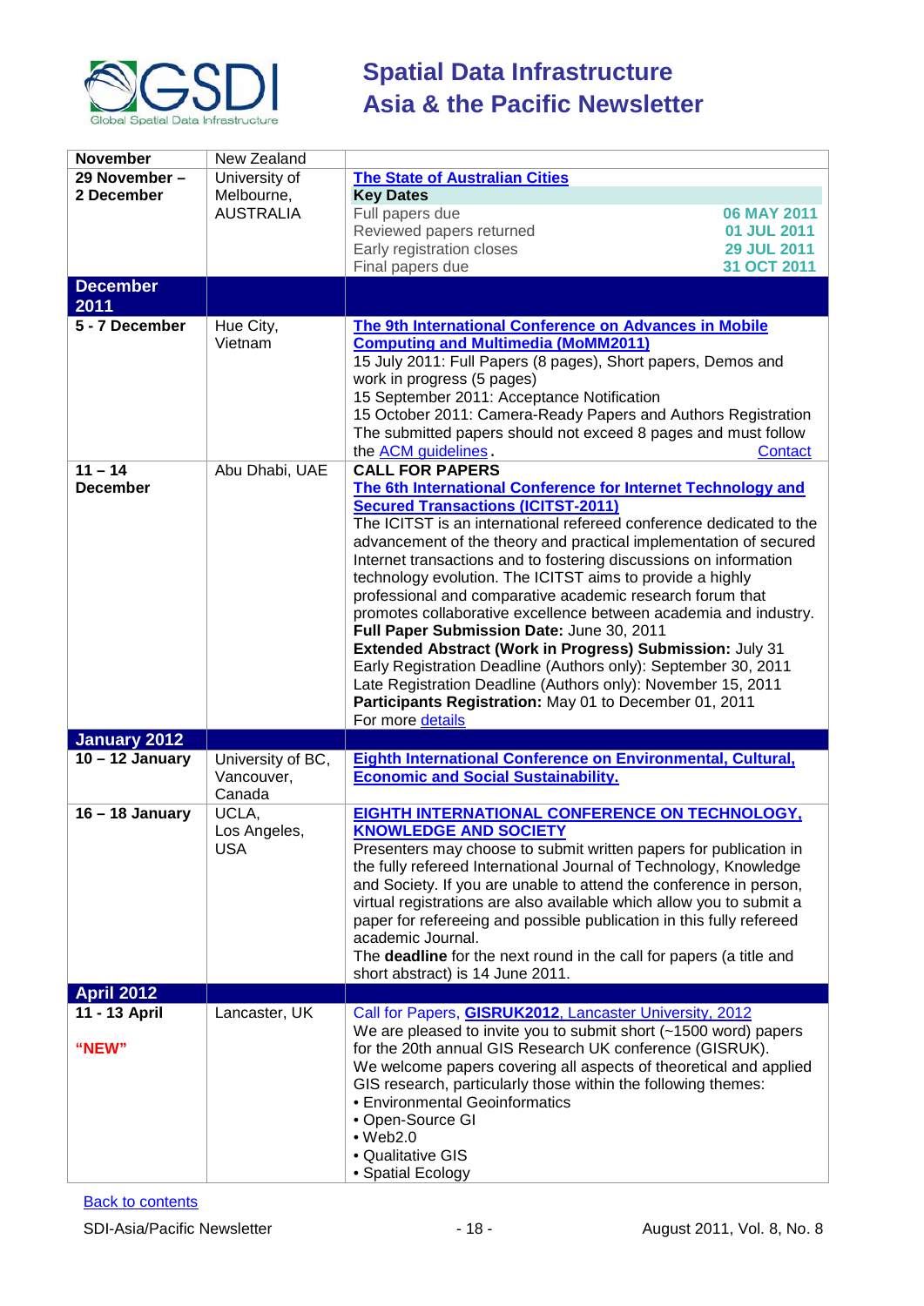| November | New Zealand | |
|---|---|---|
| 29 November – 2 December | University of Melbourne, AUSTRALIA | [The State of Australian Cities](#)<br>**Key Dates**<br>Full papers due **06 MAY 2011**<br>Reviewed papers returned **01 JUL 2011**<br>Early registration closes **29 JUL 2011**<br>Final papers due **31 OCT 2011** |
| **December 2011** | | |
| **5 - 7 December** | Hue City, Vietnam | **[The 9th International Conference on Advances in Mobile Computing and Multimedia (MoMM2011)](#)**<br>15 July 2011: Full Papers (8 pages), Short papers, Demos and work in progress (5 pages)<br>15 September 2011: Acceptance Notification<br>15 October 2011: Camera-Ready Papers and Authors Registration<br>The submitted papers should not exceed 8 pages and must follow the [ACM guidelines](#). [Contact](#) |
| **11 – 14 December** | Abu Dhabi, UAE | **CALL FOR PAPERS**<br>**[The 6th International Conference for Internet Technology and Secured Transactions (ICITST-2011)](#)**<br>The ICITST is an international refereed conference dedicated to the advancement of the theory and practical implementation of secured Internet transactions and to fostering discussions on information technology evolution. The ICITST aims to provide a highly professional and comparative academic research forum that promotes collaborative excellence between academia and industry.<br>**Full Paper Submission Date:** June 30, 2011<br>**Extended Abstract (Work in Progress) Submission:** July 31<br>Early Registration Deadline (Authors only): September 30, 2011<br>Late Registration Deadline (Authors only): November 15, 2011<br>**Participants Registration:** May 01 to December 01, 2011<br>For more [details](#) |
| **January 2012** | | |
| **10 – 12 January** | University of BC, Vancouver, Canada | **[Eighth International Conference on Environmental, Cultural, Economic and Social Sustainability.](#)** |
| **16 – 18 January** | UCLA, Los Angeles, USA | **[EIGHTH INTERNATIONAL CONFERENCE ON TECHNOLOGY, KNOWLEDGE AND SOCIETY](#)**<br>Presenters may choose to submit written papers for publication in the fully refereed International Journal of Technology, Knowledge and Society. If you are unable to attend the conference in person, virtual registrations are also available which allow you to submit a paper for refereeing and possible publication in this fully refereed academic Journal.<br>The **deadline** for the next round in the call for papers (a title and short abstract) is 14 June 2011. |
| **April 2012** | | |
| **11 - 13 April**<br><br>**"NEW"** | Lancaster, UK | [Call for Papers, **GISRUK2012**, Lancaster University, 2012](#)<br>We are pleased to invite you to submit short (~1500 word) papers for the 20th annual GIS Research UK conference (GISRUK).<br>We welcome papers covering all aspects of theoretical and applied GIS research, particularly those within the following themes:<br>• Environmental Geoinformatics<br>• Open-Source GI<br>• Web2.0<br>• Qualitative GIS<br>• Spatial Ecology |

[Back to contents](#)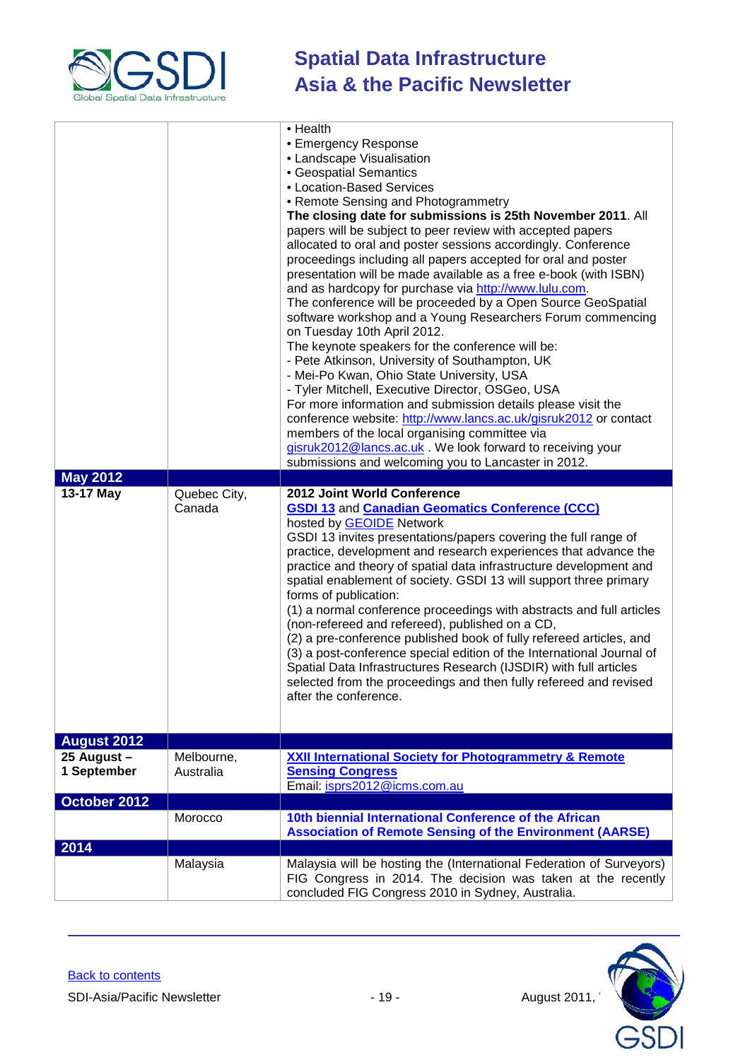| | | |
|---|---|---|
| | | • Health<br>• Emergency Response<br>• Landscape Visualisation<br>• Geospatial Semantics<br>• Location-Based Services<br>• Remote Sensing and Photogrammetry<br>**The closing date for submissions is 25th November 2011**. All papers will be subject to peer review with accepted papers allocated to oral and poster sessions accordingly. Conference proceedings including all papers accepted for oral and poster presentation will be made available as a free e-book (with ISBN) and as hardcopy for purchase via http://www.lulu.com.<br>The conference will be proceeded by a Open Source GeoSpatial software workshop and a Young Researchers Forum commencing on Tuesday 10th April 2012.<br>The keynote speakers for the conference will be:<br>- Pete Atkinson, University of Southampton, UK<br>- Mei-Po Kwan, Ohio State University, USA<br>- Tyler Mitchell, Executive Director, OSGeo, USA<br>For more information and submission details please visit the conference website: http://www.lancs.ac.uk/gisruk2012 or contact members of the local organising committee via gisruk2012@lancs.ac.uk . We look forward to receiving your submissions and welcoming you to Lancaster in 2012. |
| **May 2012** | | |
| **13-17 May** | Quebec City, Canada | **2012 Joint World Conference**<br>**GSDI 13** and **Canadian Geomatics Conference (CCC)**<br>hosted by GEOIDE Network<br>GSDI 13 invites presentations/papers covering the full range of practice, development and research experiences that advance the practice and theory of spatial data infrastructure development and spatial enablement of society. GSDI 13 will support three primary forms of publication:<br>(1) a normal conference proceedings with abstracts and full articles (non-refereed and refereed), published on a CD,<br>(2) a pre-conference published book of fully refereed articles, and<br>(3) a post-conference special edition of the International Journal of Spatial Data Infrastructures Research (IJSDIR) with full articles selected from the proceedings and then fully refereed and revised after the conference. |
| **August 2012** | | |
| **25 August – 1 September** | Melbourne, Australia | **XXII International Society for Photogrammetry & Remote Sensing Congress**<br>Email: isprs2012@icms.com.au |
| **October 2012** | | |
| | Morocco | **10th biennial International Conference of the African Association of Remote Sensing of the Environment (AARSE)** |
| **2014** | | |
| | Malaysia | Malaysia will be hosting the (International Federation of Surveyors) FIG Congress in 2014. The decision was taken at the recently concluded FIG Congress 2010 in Sydney, Australia. |

Back to contents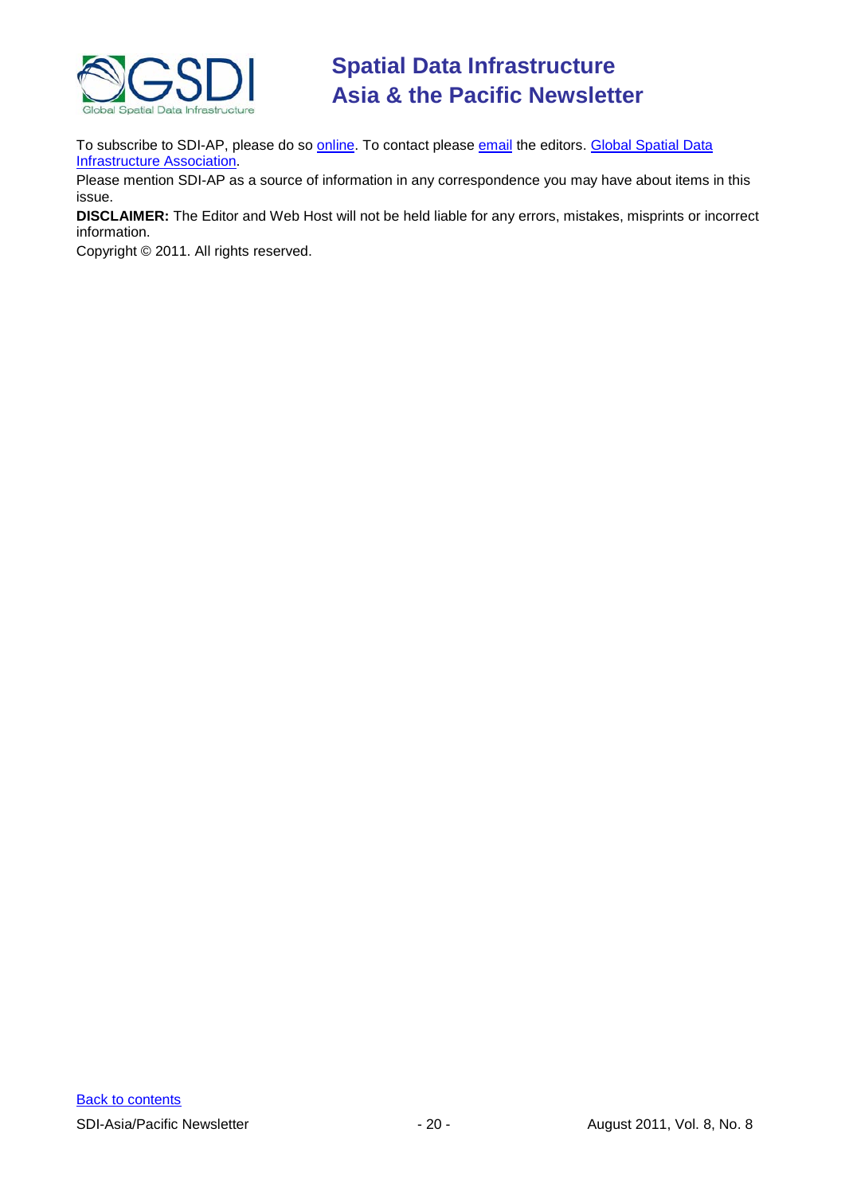To subscribe to SDI-AP, please do so online. To contact please email the editors. Global Spatial Data Infrastructure Association.

Please mention SDI-AP as a source of information in any correspondence you may have about items in this issue.

**DISCLAIMER:** The Editor and Web Host will not be held liable for any errors, mistakes, misprints or incorrect information.

Copyright © 2011. All rights reserved.

Back to contents